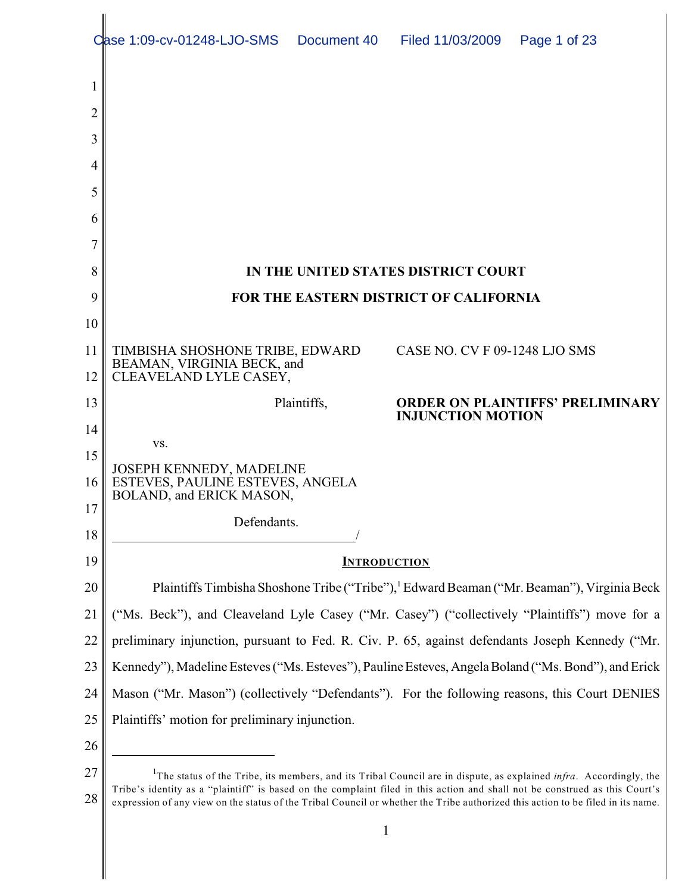# IN THE UNITED STATES DISTRICT COURT
# FOR THE EASTERN DISTRICT OF CALIFORNIA

TIMBISHA SHOSHONE TRIBE, EDWARD BEAMAN, VIRGINIA BECK, and CLEAVELAND LYLE CASEY,

Plaintiffs,

vs.

JOSEPH KENNEDY, MADELINE ESTEVES, PAULINE ESTEVES, ANGELA BOLAND, and ERICK MASON,

Defendants.
\_\_\_\_\_\_\_\_\_\_\_\_\_\_\_\_\_\_\_\_\_\_\_\_\_\_\_\_\_\_\_\_\_\_\_\_\_/

CASE NO. CV F 09-1248 LJO SMS

**ORDER ON PLAINTIFFS' PRELIMINARY INJUNCTION MOTION**

## INTRODUCTION

Plaintiffs Timbisha Shoshone Tribe ("Tribe"),[1] Edward Beaman ("Mr. Beaman"), Virginia Beck ("Ms. Beck"), and Cleaveland Lyle Casey ("Mr. Casey") ("collectively "Plaintiffs") move for a preliminary injunction, pursuant to Fed. R. Civ. P. 65, against defendants Joseph Kennedy ("Mr. Kennedy"), Madeline Esteves ("Ms. Esteves"), Pauline Esteves, Angela Boland ("Ms. Bond"), and Erick Mason ("Mr. Mason") (collectively "Defendants"). For the following reasons, this Court DENIES Plaintiffs' motion for preliminary injunction.

[1] The status of the Tribe, its members, and its Tribal Council are in dispute, as explained *infra*. Accordingly, the Tribe's identity as a "plaintiff" is based on the complaint filed in this action and shall not be construed as this Court's expression of any view on the status of the Tribal Council or whether the Tribe authorized this action to be filed in its name.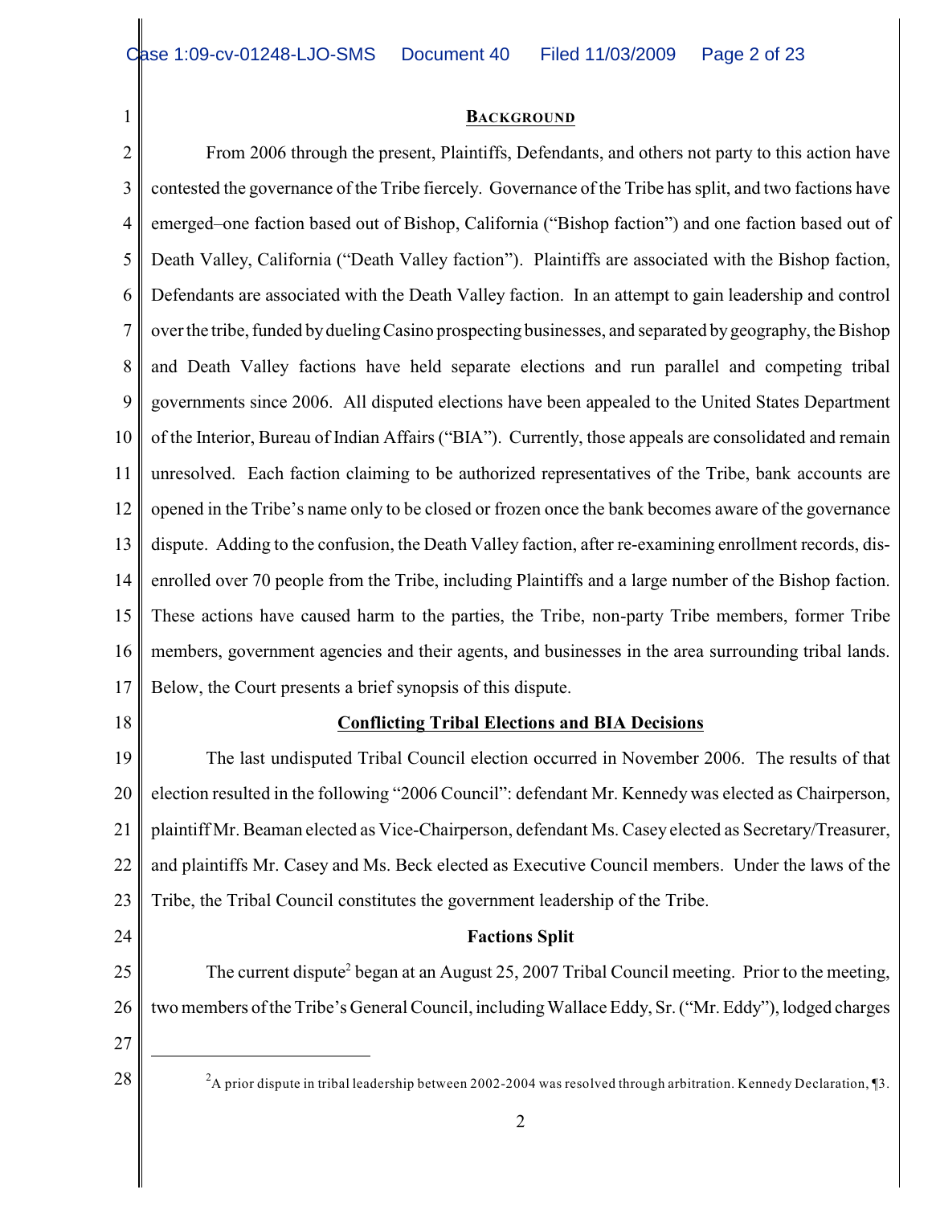## BACKGROUND

From 2006 through the present, Plaintiffs, Defendants, and others not party to this action have contested the governance of the Tribe fiercely. Governance of the Tribe has split, and two factions have emerged–one faction based out of Bishop, California ("Bishop faction") and one faction based out of Death Valley, California ("Death Valley faction"). Plaintiffs are associated with the Bishop faction, Defendants are associated with the Death Valley faction. In an attempt to gain leadership and control over the tribe, funded by dueling Casino prospecting businesses, and separated by geography, the Bishop and Death Valley factions have held separate elections and run parallel and competing tribal governments since 2006. All disputed elections have been appealed to the United States Department of the Interior, Bureau of Indian Affairs ("BIA"). Currently, those appeals are consolidated and remain unresolved. Each faction claiming to be authorized representatives of the Tribe, bank accounts are opened in the Tribe's name only to be closed or frozen once the bank becomes aware of the governance dispute. Adding to the confusion, the Death Valley faction, after re-examining enrollment records, dis-enrolled over 70 people from the Tribe, including Plaintiffs and a large number of the Bishop faction. These actions have caused harm to the parties, the Tribe, non-party Tribe members, former Tribe members, government agencies and their agents, and businesses in the area surrounding tribal lands. Below, the Court presents a brief synopsis of this dispute.

### Conflicting Tribal Elections and BIA Decisions

The last undisputed Tribal Council election occurred in November 2006. The results of that election resulted in the following "2006 Council": defendant Mr. Kennedy was elected as Chairperson, plaintiff Mr. Beaman elected as Vice-Chairperson, defendant Ms. Casey elected as Secretary/Treasurer, and plaintiffs Mr. Casey and Ms. Beck elected as Executive Council members. Under the laws of the Tribe, the Tribal Council constitutes the government leadership of the Tribe.

### Factions Split

The current dispute[2] began at an August 25, 2007 Tribal Council meeting. Prior to the meeting, two members of the Tribe's General Council, including Wallace Eddy, Sr. ("Mr. Eddy"), lodged charges

---

[2] A prior dispute in tribal leadership between 2002-2004 was resolved through arbitration. Kennedy Declaration, ¶3.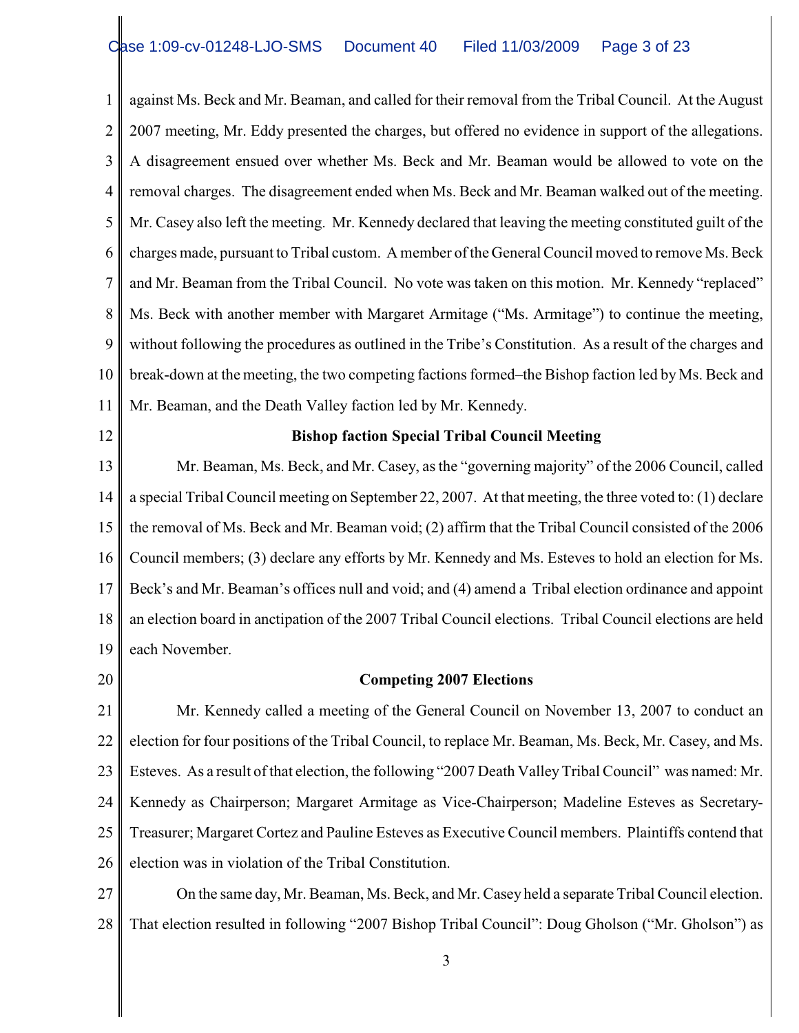against Ms. Beck and Mr. Beaman, and called for their removal from the Tribal Council. At the August 2007 meeting, Mr. Eddy presented the charges, but offered no evidence in support of the allegations. A disagreement ensued over whether Ms. Beck and Mr. Beaman would be allowed to vote on the removal charges. The disagreement ended when Ms. Beck and Mr. Beaman walked out of the meeting. Mr. Casey also left the meeting. Mr. Kennedy declared that leaving the meeting constituted guilt of the charges made, pursuant to Tribal custom. A member of the General Council moved to remove Ms. Beck and Mr. Beaman from the Tribal Council. No vote was taken on this motion. Mr. Kennedy "replaced" Ms. Beck with another member with Margaret Armitage ("Ms. Armitage") to continue the meeting, without following the procedures as outlined in the Tribe's Constitution. As a result of the charges and break-down at the meeting, the two competing factions formed–the Bishop faction led by Ms. Beck and Mr. Beaman, and the Death Valley faction led by Mr. Kennedy.

**Bishop faction Special Tribal Council Meeting**

Mr. Beaman, Ms. Beck, and Mr. Casey, as the "governing majority" of the 2006 Council, called a special Tribal Council meeting on September 22, 2007. At that meeting, the three voted to: (1) declare the removal of Ms. Beck and Mr. Beaman void; (2) affirm that the Tribal Council consisted of the 2006 Council members; (3) declare any efforts by Mr. Kennedy and Ms. Esteves to hold an election for Ms. Beck's and Mr. Beaman's offices null and void; and (4) amend a Tribal election ordinance and appoint an election board in anctipation of the 2007 Tribal Council elections. Tribal Council elections are held each November.

**Competing 2007 Elections**

Mr. Kennedy called a meeting of the General Council on November 13, 2007 to conduct an election for four positions of the Tribal Council, to replace Mr. Beaman, Ms. Beck, Mr. Casey, and Ms. Esteves. As a result of that election, the following "2007 Death Valley Tribal Council" was named: Mr. Kennedy as Chairperson; Margaret Armitage as Vice-Chairperson; Madeline Esteves as Secretary-Treasurer; Margaret Cortez and Pauline Esteves as Executive Council members. Plaintiffs contend that election was in violation of the Tribal Constitution.

On the same day, Mr. Beaman, Ms. Beck, and Mr. Casey held a separate Tribal Council election. That election resulted in following "2007 Bishop Tribal Council": Doug Gholson ("Mr. Gholson") as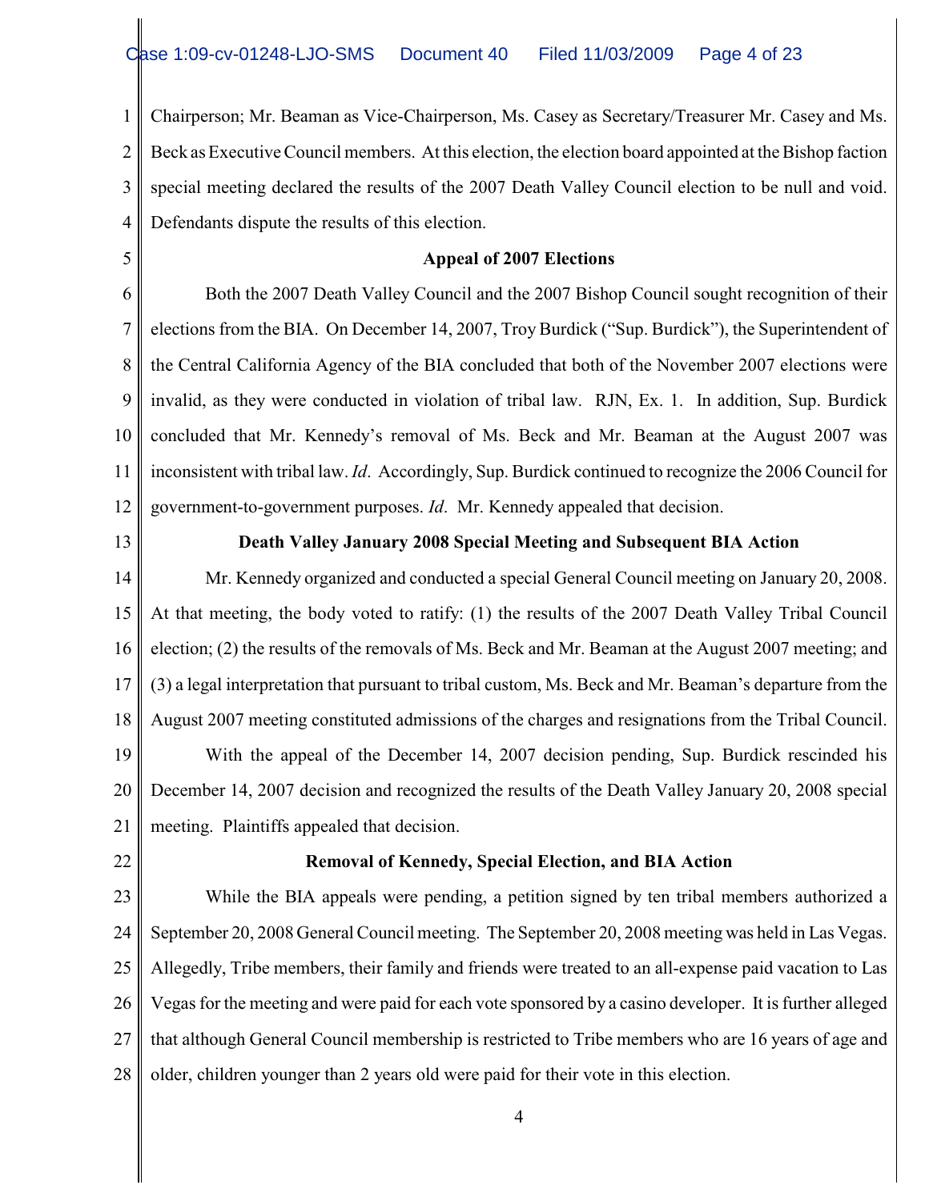Chairperson; Mr. Beaman as Vice-Chairperson, Ms. Casey as Secretary/Treasurer Mr. Casey and Ms. Beck as Executive Council members. At this election, the election board appointed at the Bishop faction special meeting declared the results of the 2007 Death Valley Council election to be null and void. Defendants dispute the results of this election.

**Appeal of 2007 Elections**

Both the 2007 Death Valley Council and the 2007 Bishop Council sought recognition of their elections from the BIA. On December 14, 2007, Troy Burdick ("Sup. Burdick"), the Superintendent of the Central California Agency of the BIA concluded that both of the November 2007 elections were invalid, as they were conducted in violation of tribal law. RJN, Ex. 1. In addition, Sup. Burdick concluded that Mr. Kennedy's removal of Ms. Beck and Mr. Beaman at the August 2007 was inconsistent with tribal law. *Id*. Accordingly, Sup. Burdick continued to recognize the 2006 Council for government-to-government purposes. *Id*. Mr. Kennedy appealed that decision.

**Death Valley January 2008 Special Meeting and Subsequent BIA Action**

Mr. Kennedy organized and conducted a special General Council meeting on January 20, 2008. At that meeting, the body voted to ratify: (1) the results of the 2007 Death Valley Tribal Council election; (2) the results of the removals of Ms. Beck and Mr. Beaman at the August 2007 meeting; and (3) a legal interpretation that pursuant to tribal custom, Ms. Beck and Mr. Beaman's departure from the August 2007 meeting constituted admissions of the charges and resignations from the Tribal Council.

With the appeal of the December 14, 2007 decision pending, Sup. Burdick rescinded his December 14, 2007 decision and recognized the results of the Death Valley January 20, 2008 special meeting. Plaintiffs appealed that decision.

**Removal of Kennedy, Special Election, and BIA Action**

While the BIA appeals were pending, a petition signed by ten tribal members authorized a September 20, 2008 General Council meeting. The September 20, 2008 meeting was held in Las Vegas. Allegedly, Tribe members, their family and friends were treated to an all-expense paid vacation to Las Vegas for the meeting and were paid for each vote sponsored by a casino developer. It is further alleged that although General Council membership is restricted to Tribe members who are 16 years of age and older, children younger than 2 years old were paid for their vote in this election.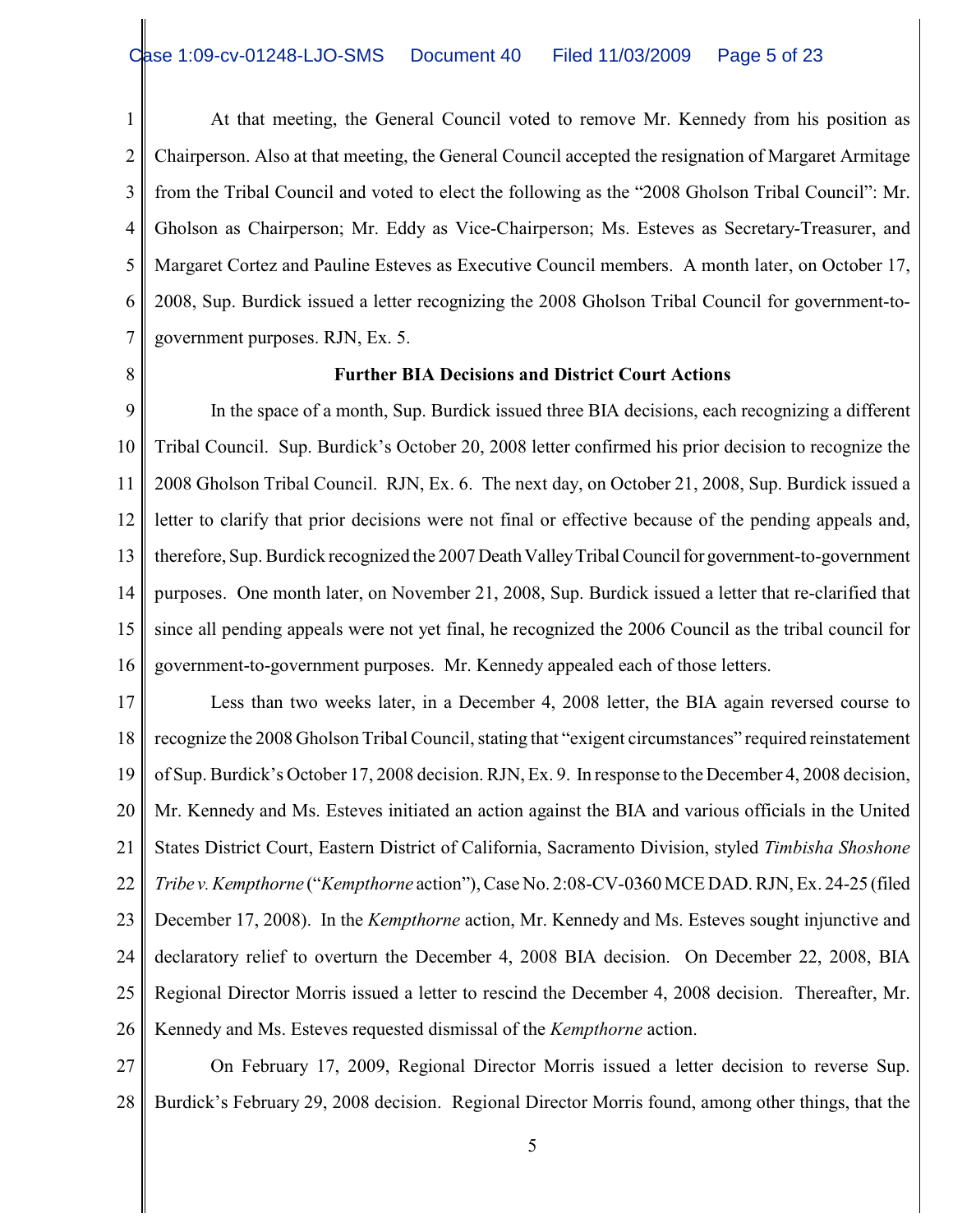At that meeting, the General Council voted to remove Mr. Kennedy from his position as Chairperson. Also at that meeting, the General Council accepted the resignation of Margaret Armitage from the Tribal Council and voted to elect the following as the "2008 Gholson Tribal Council": Mr. Gholson as Chairperson; Mr. Eddy as Vice-Chairperson; Ms. Esteves as Secretary-Treasurer, and Margaret Cortez and Pauline Esteves as Executive Council members. A month later, on October 17, 2008, Sup. Burdick issued a letter recognizing the 2008 Gholson Tribal Council for government-to-government purposes. RJN, Ex. 5.

**Further BIA Decisions and District Court Actions**

In the space of a month, Sup. Burdick issued three BIA decisions, each recognizing a different Tribal Council. Sup. Burdick's October 20, 2008 letter confirmed his prior decision to recognize the 2008 Gholson Tribal Council. RJN, Ex. 6. The next day, on October 21, 2008, Sup. Burdick issued a letter to clarify that prior decisions were not final or effective because of the pending appeals and, therefore, Sup. Burdick recognized the 2007 Death Valley Tribal Council for government-to-government purposes. One month later, on November 21, 2008, Sup. Burdick issued a letter that re-clarified that since all pending appeals were not yet final, he recognized the 2006 Council as the tribal council for government-to-government purposes. Mr. Kennedy appealed each of those letters.

Less than two weeks later, in a December 4, 2008 letter, the BIA again reversed course to recognize the 2008 Gholson Tribal Council, stating that "exigent circumstances" required reinstatement of Sup. Burdick's October 17, 2008 decision. RJN, Ex. 9. In response to the December 4, 2008 decision, Mr. Kennedy and Ms. Esteves initiated an action against the BIA and various officials in the United States District Court, Eastern District of California, Sacramento Division, styled *Timbisha Shoshone Tribe v. Kempthorne* ("*Kempthorne* action"), Case No. 2:08-CV-0360 MCE DAD. RJN, Ex. 24-25 (filed December 17, 2008). In the *Kempthorne* action, Mr. Kennedy and Ms. Esteves sought injunctive and declaratory relief to overturn the December 4, 2008 BIA decision. On December 22, 2008, BIA Regional Director Morris issued a letter to rescind the December 4, 2008 decision. Thereafter, Mr. Kennedy and Ms. Esteves requested dismissal of the *Kempthorne* action.

On February 17, 2009, Regional Director Morris issued a letter decision to reverse Sup. Burdick's February 29, 2008 decision. Regional Director Morris found, among other things, that the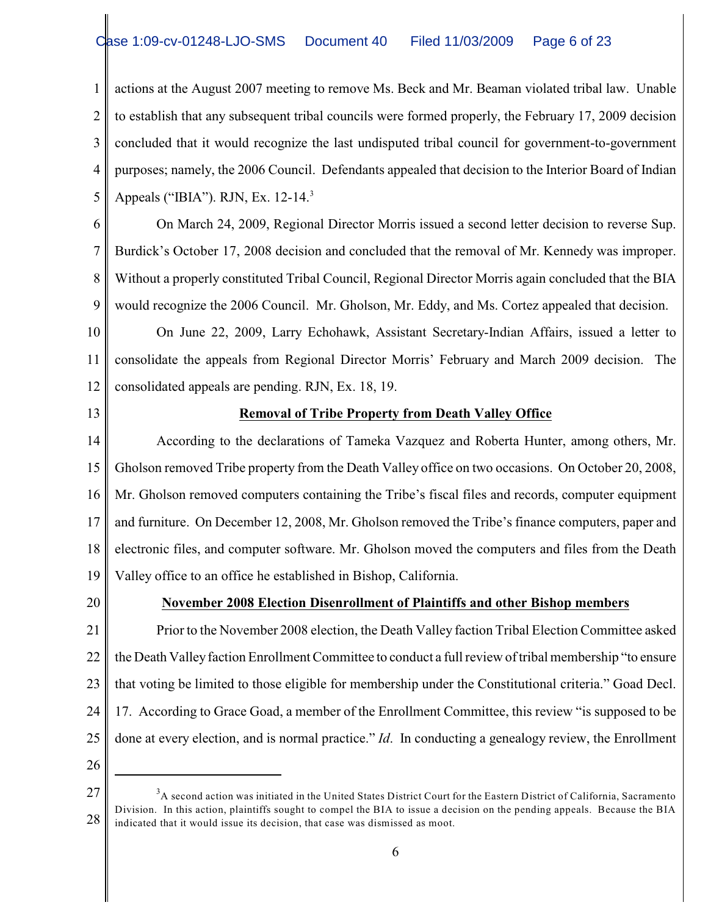actions at the August 2007 meeting to remove Ms. Beck and Mr. Beaman violated tribal law. Unable to establish that any subsequent tribal councils were formed properly, the February 17, 2009 decision concluded that it would recognize the last undisputed tribal council for government-to-government purposes; namely, the 2006 Council. Defendants appealed that decision to the Interior Board of Indian Appeals ("IBIA"). RJN, Ex. 12-14.[3]

On March 24, 2009, Regional Director Morris issued a second letter decision to reverse Sup. Burdick's October 17, 2008 decision and concluded that the removal of Mr. Kennedy was improper. Without a properly constituted Tribal Council, Regional Director Morris again concluded that the BIA would recognize the 2006 Council. Mr. Gholson, Mr. Eddy, and Ms. Cortez appealed that decision.

On June 22, 2009, Larry Echohawk, Assistant Secretary-Indian Affairs, issued a letter to consolidate the appeals from Regional Director Morris' February and March 2009 decision. The consolidated appeals are pending. RJN, Ex. 18, 19.

**Removal of Tribe Property from Death Valley Office**

According to the declarations of Tameka Vazquez and Roberta Hunter, among others, Mr. Gholson removed Tribe property from the Death Valley office on two occasions. On October 20, 2008, Mr. Gholson removed computers containing the Tribe's fiscal files and records, computer equipment and furniture. On December 12, 2008, Mr. Gholson removed the Tribe's finance computers, paper and electronic files, and computer software. Mr. Gholson moved the computers and files from the Death Valley office to an office he established in Bishop, California.

**November 2008 Election Disenrollment of Plaintiffs and other Bishop members**

Prior to the November 2008 election, the Death Valley faction Tribal Election Committee asked the Death Valley faction Enrollment Committee to conduct a full review of tribal membership "to ensure that voting be limited to those eligible for membership under the Constitutional criteria." Goad Decl. 17. According to Grace Goad, a member of the Enrollment Committee, this review "is supposed to be done at every election, and is normal practice." *Id*. In conducting a genealogy review, the Enrollment

---

[3] A second action was initiated in the United States District Court for the Eastern District of California, Sacramento Division. In this action, plaintiffs sought to compel the BIA to issue a decision on the pending appeals. Because the BIA indicated that it would issue its decision, that case was dismissed as moot.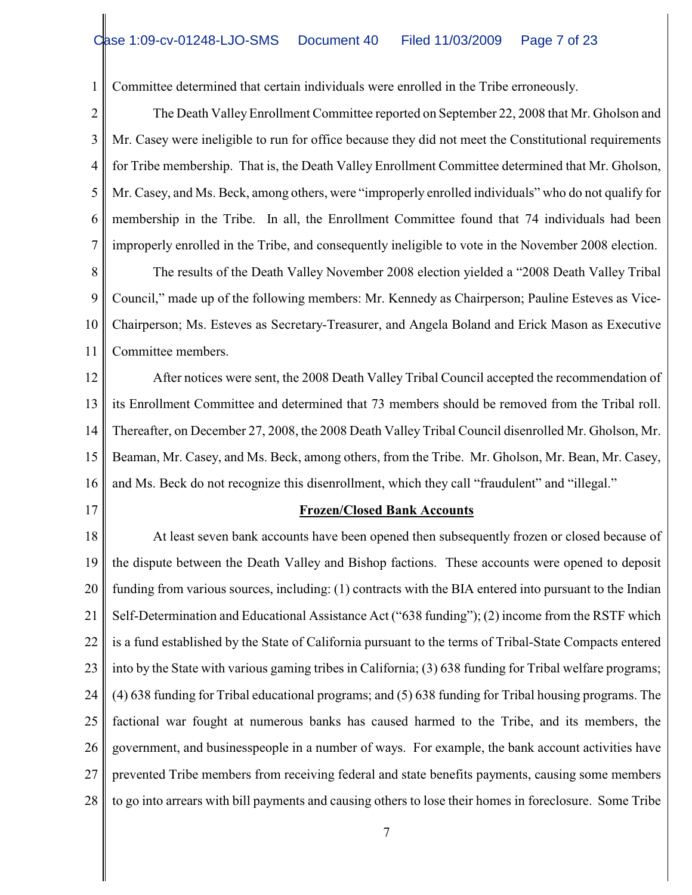Committee determined that certain individuals were enrolled in the Tribe erroneously.

The Death Valley Enrollment Committee reported on September 22, 2008 that Mr. Gholson and Mr. Casey were ineligible to run for office because they did not meet the Constitutional requirements for Tribe membership. That is, the Death Valley Enrollment Committee determined that Mr. Gholson, Mr. Casey, and Ms. Beck, among others, were "improperly enrolled individuals" who do not qualify for membership in the Tribe. In all, the Enrollment Committee found that 74 individuals had been improperly enrolled in the Tribe, and consequently ineligible to vote in the November 2008 election.

The results of the Death Valley November 2008 election yielded a "2008 Death Valley Tribal Council," made up of the following members: Mr. Kennedy as Chairperson; Pauline Esteves as Vice-Chairperson; Ms. Esteves as Secretary-Treasurer, and Angela Boland and Erick Mason as Executive Committee members.

After notices were sent, the 2008 Death Valley Tribal Council accepted the recommendation of its Enrollment Committee and determined that 73 members should be removed from the Tribal roll. Thereafter, on December 27, 2008, the 2008 Death Valley Tribal Council disenrolled Mr. Gholson, Mr. Beaman, Mr. Casey, and Ms. Beck, among others, from the Tribe. Mr. Gholson, Mr. Bean, Mr. Casey, and Ms. Beck do not recognize this disenrollment, which they call "fraudulent" and "illegal."

**Frozen/Closed Bank Accounts**

At least seven bank accounts have been opened then subsequently frozen or closed because of the dispute between the Death Valley and Bishop factions. These accounts were opened to deposit funding from various sources, including: (1) contracts with the BIA entered into pursuant to the Indian Self-Determination and Educational Assistance Act ("638 funding"); (2) income from the RSTF which is a fund established by the State of California pursuant to the terms of Tribal-State Compacts entered into by the State with various gaming tribes in California; (3) 638 funding for Tribal welfare programs; (4) 638 funding for Tribal educational programs; and (5) 638 funding for Tribal housing programs. The factional war fought at numerous banks has caused harmed to the Tribe, and its members, the government, and businesspeople in a number of ways. For example, the bank account activities have prevented Tribe members from receiving federal and state benefits payments, causing some members to go into arrears with bill payments and causing others to lose their homes in foreclosure. Some Tribe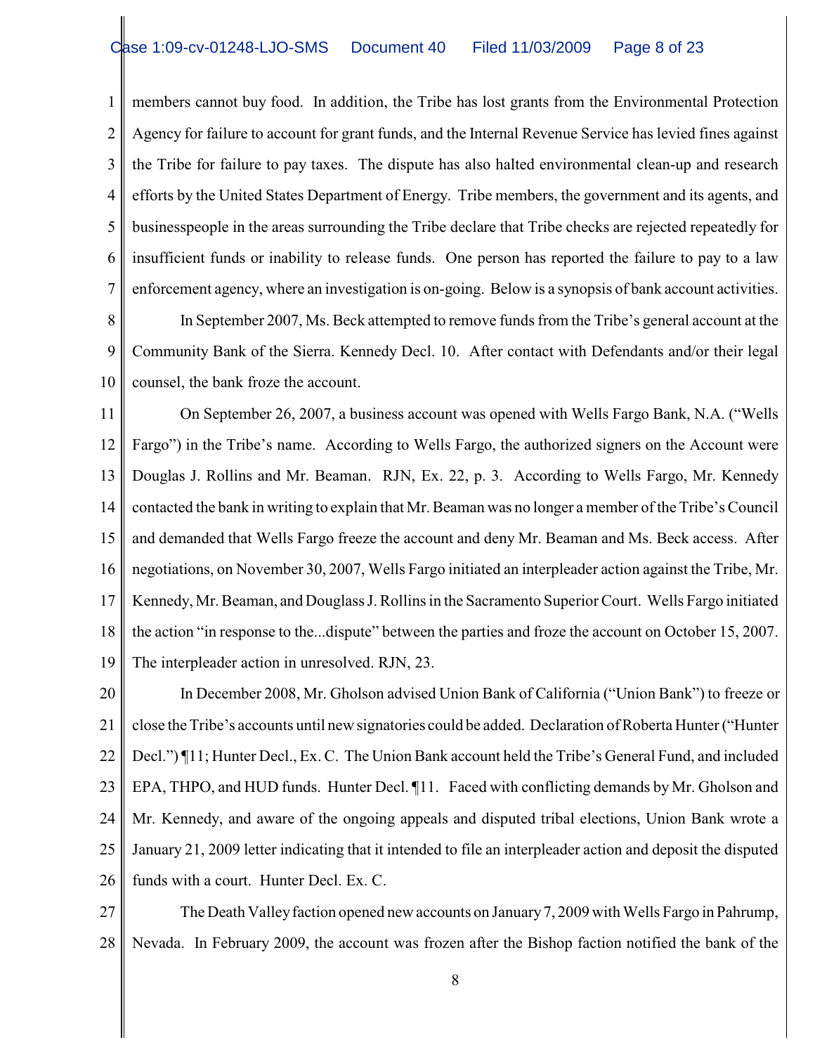members cannot buy food. In addition, the Tribe has lost grants from the Environmental Protection Agency for failure to account for grant funds, and the Internal Revenue Service has levied fines against the Tribe for failure to pay taxes. The dispute has also halted environmental clean-up and research efforts by the United States Department of Energy. Tribe members, the government and its agents, and businesspeople in the areas surrounding the Tribe declare that Tribe checks are rejected repeatedly for insufficient funds or inability to release funds. One person has reported the failure to pay to a law enforcement agency, where an investigation is on-going. Below is a synopsis of bank account activities.

In September 2007, Ms. Beck attempted to remove funds from the Tribe's general account at the Community Bank of the Sierra. Kennedy Decl. 10. After contact with Defendants and/or their legal counsel, the bank froze the account.

On September 26, 2007, a business account was opened with Wells Fargo Bank, N.A. ("Wells Fargo") in the Tribe's name. According to Wells Fargo, the authorized signers on the Account were Douglas J. Rollins and Mr. Beaman. RJN, Ex. 22, p. 3. According to Wells Fargo, Mr. Kennedy contacted the bank in writing to explain that Mr. Beaman was no longer a member of the Tribe's Council and demanded that Wells Fargo freeze the account and deny Mr. Beaman and Ms. Beck access. After negotiations, on November 30, 2007, Wells Fargo initiated an interpleader action against the Tribe, Mr. Kennedy, Mr. Beaman, and Douglass J. Rollins in the Sacramento Superior Court. Wells Fargo initiated the action "in response to the...dispute" between the parties and froze the account on October 15, 2007. The interpleader action in unresolved. RJN, 23.

In December 2008, Mr. Gholson advised Union Bank of California ("Union Bank") to freeze or close the Tribe's accounts until new signatories could be added. Declaration of Roberta Hunter ("Hunter Decl.") ¶11; Hunter Decl., Ex. C. The Union Bank account held the Tribe's General Fund, and included EPA, THPO, and HUD funds. Hunter Decl. ¶11. Faced with conflicting demands by Mr. Gholson and Mr. Kennedy, and aware of the ongoing appeals and disputed tribal elections, Union Bank wrote a January 21, 2009 letter indicating that it intended to file an interpleader action and deposit the disputed funds with a court. Hunter Decl. Ex. C.

The Death Valley faction opened new accounts on January 7, 2009 with Wells Fargo in Pahrump, Nevada. In February 2009, the account was frozen after the Bishop faction notified the bank of the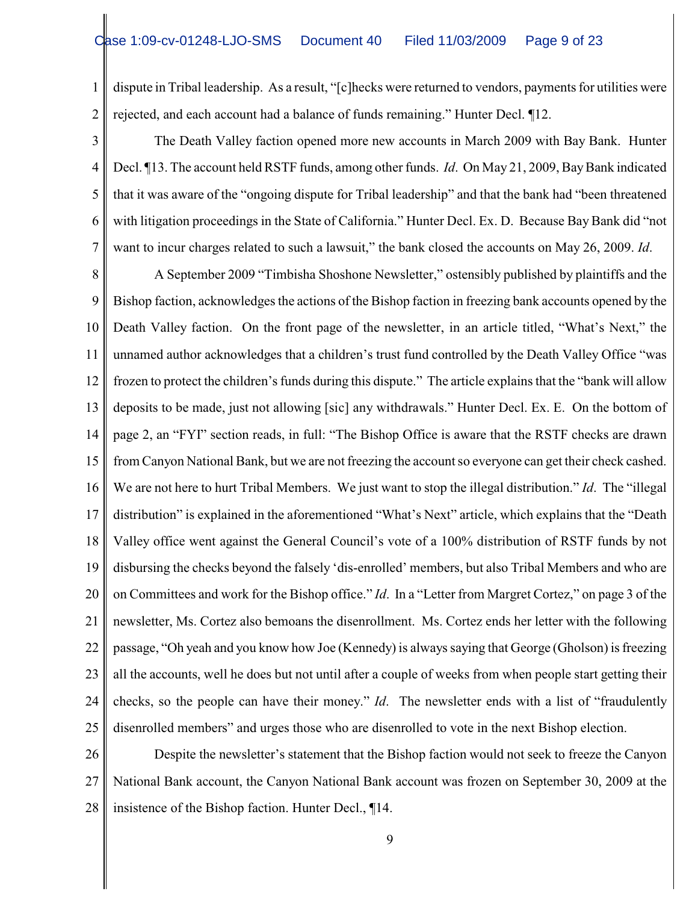dispute in Tribal leadership. As a result, "[c]hecks were returned to vendors, payments for utilities were rejected, and each account had a balance of funds remaining." Hunter Decl. ¶12.

The Death Valley faction opened more new accounts in March 2009 with Bay Bank. Hunter Decl. ¶13. The account held RSTF funds, among other funds. *Id*. On May 21, 2009, Bay Bank indicated that it was aware of the "ongoing dispute for Tribal leadership" and that the bank had "been threatened with litigation proceedings in the State of California." Hunter Decl. Ex. D. Because Bay Bank did "not want to incur charges related to such a lawsuit," the bank closed the accounts on May 26, 2009. *Id*.

A September 2009 "Timbisha Shoshone Newsletter," ostensibly published by plaintiffs and the Bishop faction, acknowledges the actions of the Bishop faction in freezing bank accounts opened by the Death Valley faction. On the front page of the newsletter, in an article titled, "What's Next," the unnamed author acknowledges that a children's trust fund controlled by the Death Valley Office "was frozen to protect the children's funds during this dispute." The article explains that the "bank will allow deposits to be made, just not allowing [sic] any withdrawals." Hunter Decl. Ex. E. On the bottom of page 2, an "FYI" section reads, in full: "The Bishop Office is aware that the RSTF checks are drawn from Canyon National Bank, but we are not freezing the account so everyone can get their check cashed. We are not here to hurt Tribal Members. We just want to stop the illegal distribution." *Id*. The "illegal distribution" is explained in the aforementioned "What's Next" article, which explains that the "Death Valley office went against the General Council's vote of a 100% distribution of RSTF funds by not disbursing the checks beyond the falsely 'dis-enrolled' members, but also Tribal Members and who are on Committees and work for the Bishop office." *Id*. In a "Letter from Margret Cortez," on page 3 of the newsletter, Ms. Cortez also bemoans the disenrollment. Ms. Cortez ends her letter with the following passage, "Oh yeah and you know how Joe (Kennedy) is always saying that George (Gholson) is freezing all the accounts, well he does but not until after a couple of weeks from when people start getting their checks, so the people can have their money." *Id*. The newsletter ends with a list of "fraudulently disenrolled members" and urges those who are disenrolled to vote in the next Bishop election.

Despite the newsletter's statement that the Bishop faction would not seek to freeze the Canyon National Bank account, the Canyon National Bank account was frozen on September 30, 2009 at the insistence of the Bishop faction. Hunter Decl., ¶14.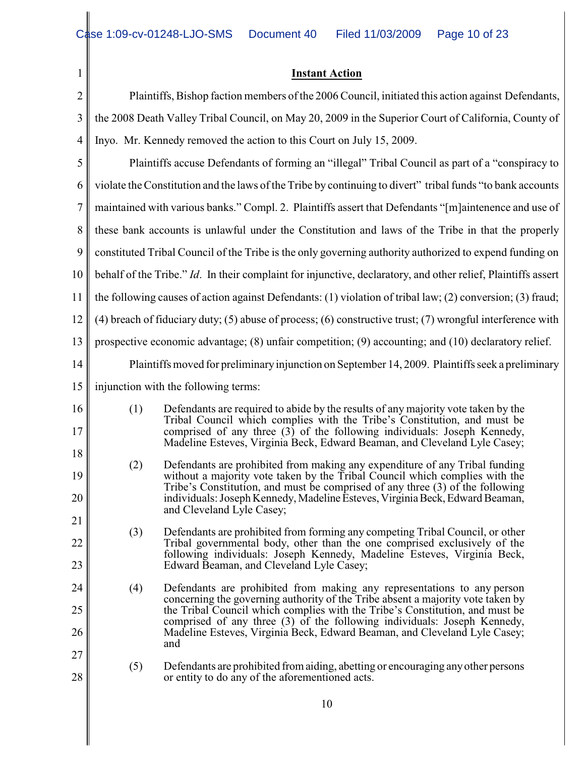**Instant Action**

Plaintiffs, Bishop faction members of the 2006 Council, initiated this action against Defendants, the 2008 Death Valley Tribal Council, on May 20, 2009 in the Superior Court of California, County of Inyo. Mr. Kennedy removed the action to this Court on July 15, 2009.

Plaintiffs accuse Defendants of forming an "illegal" Tribal Council as part of a "conspiracy to violate the Constitution and the laws of the Tribe by continuing to divert" tribal funds "to bank accounts maintained with various banks." Compl. 2. Plaintiffs assert that Defendants "[m]aintenence and use of these bank accounts is unlawful under the Constitution and laws of the Tribe in that the properly constituted Tribal Council of the Tribe is the only governing authority authorized to expend funding on behalf of the Tribe." *Id*. In their complaint for injunctive, declaratory, and other relief, Plaintiffs assert the following causes of action against Defendants: (1) violation of tribal law; (2) conversion; (3) fraud; (4) breach of fiduciary duty; (5) abuse of process; (6) constructive trust; (7) wrongful interference with prospective economic advantage; (8) unfair competition; (9) accounting; and (10) declaratory relief.

Plaintiffs moved for preliminary injunction on September 14, 2009. Plaintiffs seek a preliminary injunction with the following terms:

(1) Defendants are required to abide by the results of any majority vote taken by the Tribal Council which complies with the Tribe's Constitution, and must be comprised of any three (3) of the following individuals: Joseph Kennedy, Madeline Esteves, Virginia Beck, Edward Beaman, and Cleveland Lyle Casey;

(2) Defendants are prohibited from making any expenditure of any Tribal funding without a majority vote taken by the Tribal Council which complies with the Tribe's Constitution, and must be comprised of any three (3) of the following individuals: Joseph Kennedy, Madeline Esteves, Virginia Beck, Edward Beaman, and Cleveland Lyle Casey;

(3) Defendants are prohibited from forming any competing Tribal Council, or other Tribal governmental body, other than the one comprised exclusively of the following individuals: Joseph Kennedy, Madeline Esteves, Virginia Beck, Edward Beaman, and Cleveland Lyle Casey;

(4) Defendants are prohibited from making any representations to any person concerning the governing authority of the Tribe absent a majority vote taken by the Tribal Council which complies with the Tribe's Constitution, and must be comprised of any three (3) of the following individuals: Joseph Kennedy, Madeline Esteves, Virginia Beck, Edward Beaman, and Cleveland Lyle Casey; and

(5) Defendants are prohibited from aiding, abetting or encouraging any other persons or entity to do any of the aforementioned acts.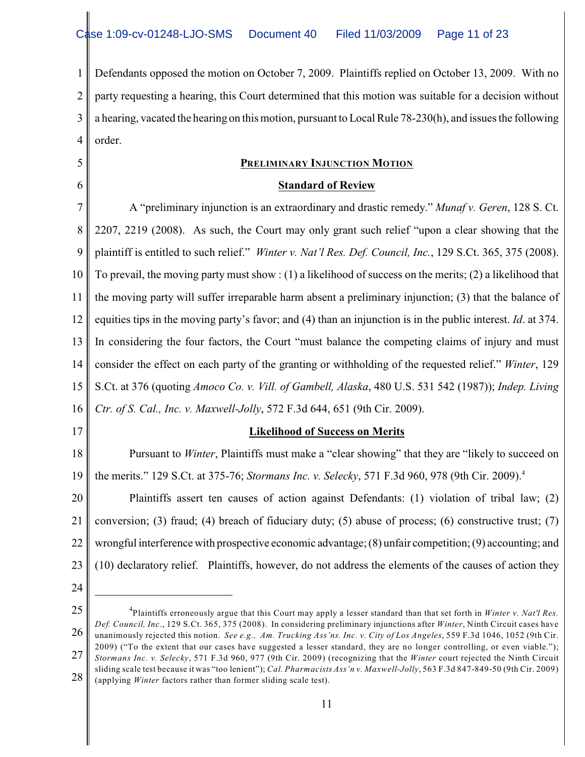Defendants opposed the motion on October 7, 2009. Plaintiffs replied on October 13, 2009. With no party requesting a hearing, this Court determined that this motion was suitable for a decision without a hearing, vacated the hearing on this motion, pursuant to Local Rule 78-230(h), and issues the following order.

## PRELIMINARY INJUNCTION MOTION

### Standard of Review

A "preliminary injunction is an extraordinary and drastic remedy." *Munaf v. Geren*, 128 S. Ct. 2207, 2219 (2008). As such, the Court may only grant such relief "upon a clear showing that the plaintiff is entitled to such relief." *Winter v. Nat'l Res. Def. Council, Inc.*, 129 S.Ct. 365, 375 (2008). To prevail, the moving party must show : (1) a likelihood of success on the merits; (2) a likelihood that the moving party will suffer irreparable harm absent a preliminary injunction; (3) that the balance of equities tips in the moving party's favor; and (4) than an injunction is in the public interest. *Id*. at 374. In considering the four factors, the Court "must balance the competing claims of injury and must consider the effect on each party of the granting or withholding of the requested relief." *Winter*, 129 S.Ct. at 376 (quoting *Amoco Co. v. Vill. of Gambell, Alaska*, 480 U.S. 531 542 (1987)); *Indep. Living Ctr. of S. Cal., Inc. v. Maxwell-Jolly*, 572 F.3d 644, 651 (9th Cir. 2009).

### Likelihood of Success on Merits

Pursuant to *Winter*, Plaintiffs must make a "clear showing" that they are "likely to succeed on the merits." 129 S.Ct. at 375-76; *Stormans Inc. v. Selecky*, 571 F.3d 960, 978 (9th Cir. 2009).[4]

Plaintiffs assert ten causes of action against Defendants: (1) violation of tribal law; (2) conversion; (3) fraud; (4) breach of fiduciary duty; (5) abuse of process; (6) constructive trust; (7) wrongful interference with prospective economic advantage; (8) unfair competition; (9) accounting; and (10) declaratory relief. Plaintiffs, however, do not address the elements of the causes of action they

---

[4] Plaintiffs erroneously argue that this Court may apply a lesser standard than that set forth in *Winter v. Nat'l Res. Def. Council, Inc*., 129 S.Ct. 365, 375 (2008). In considering preliminary injunctions after *Winter*, Ninth Circuit cases have unanimously rejected this notion. *See e.g., Am. Trucking Ass'ns. Inc. v. City of Los Angeles*, 559 F.3d 1046, 1052 (9th Cir. 2009) ("To the extent that our cases have suggested a lesser standard, they are no longer controlling, or even viable."); *Stormans Inc. v. Selecky*, 571 F.3d 960, 977 (9th Cir. 2009) (recognizing that the *Winter* court rejected the Ninth Circuit sliding scale test because it was "too lenient"); *Cal. Pharmacists Ass'n v. Maxwell-Jolly*, 563 F.3d 847-849-50 (9th Cir. 2009) (applying *Winter* factors rather than former sliding scale test).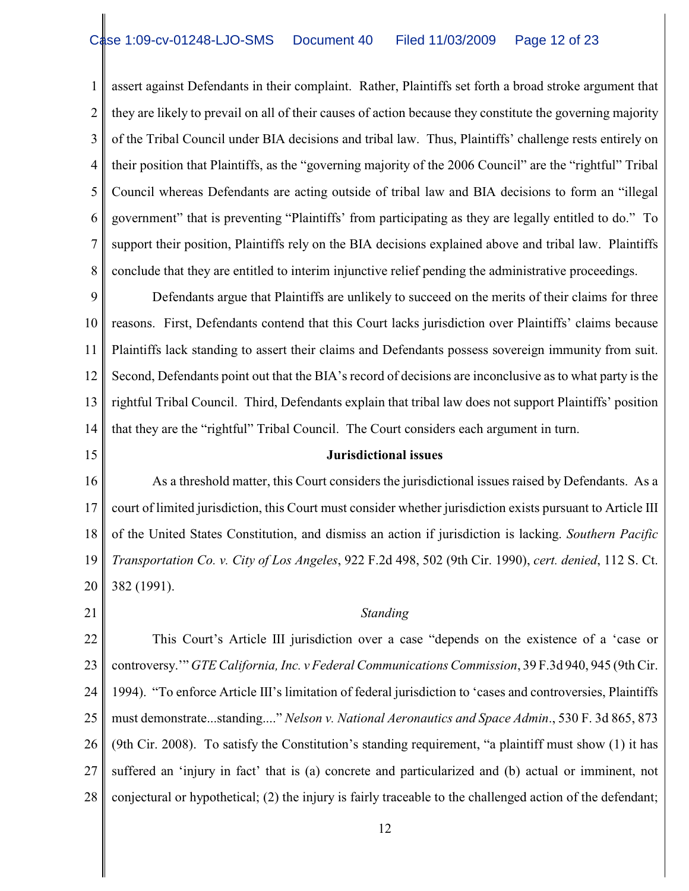assert against Defendants in their complaint. Rather, Plaintiffs set forth a broad stroke argument that they are likely to prevail on all of their causes of action because they constitute the governing majority of the Tribal Council under BIA decisions and tribal law. Thus, Plaintiffs' challenge rests entirely on their position that Plaintiffs, as the "governing majority of the 2006 Council" are the "rightful" Tribal Council whereas Defendants are acting outside of tribal law and BIA decisions to form an "illegal government" that is preventing "Plaintiffs' from participating as they are legally entitled to do." To support their position, Plaintiffs rely on the BIA decisions explained above and tribal law. Plaintiffs conclude that they are entitled to interim injunctive relief pending the administrative proceedings.

Defendants argue that Plaintiffs are unlikely to succeed on the merits of their claims for three reasons. First, Defendants contend that this Court lacks jurisdiction over Plaintiffs' claims because Plaintiffs lack standing to assert their claims and Defendants possess sovereign immunity from suit. Second, Defendants point out that the BIA's record of decisions are inconclusive as to what party is the rightful Tribal Council. Third, Defendants explain that tribal law does not support Plaintiffs' position that they are the "rightful" Tribal Council. The Court considers each argument in turn.

**Jurisdictional issues**

As a threshold matter, this Court considers the jurisdictional issues raised by Defendants. As a court of limited jurisdiction, this Court must consider whether jurisdiction exists pursuant to Article III of the United States Constitution, and dismiss an action if jurisdiction is lacking. *Southern Pacific Transportation Co. v. City of Los Angeles*, 922 F.2d 498, 502 (9th Cir. 1990), *cert. denied*, 112 S. Ct. 382 (1991).

*Standing*

This Court's Article III jurisdiction over a case "depends on the existence of a 'case or controversy.'" *GTE California, Inc. v Federal Communications Commission*, 39 F.3d 940, 945 (9th Cir. 1994). "To enforce Article III's limitation of federal jurisdiction to 'cases and controversies, Plaintiffs must demonstrate...standing...." *Nelson v. National Aeronautics and Space Admin*., 530 F. 3d 865, 873 (9th Cir. 2008). To satisfy the Constitution's standing requirement, "a plaintiff must show (1) it has suffered an 'injury in fact' that is (a) concrete and particularized and (b) actual or imminent, not conjectural or hypothetical; (2) the injury is fairly traceable to the challenged action of the defendant;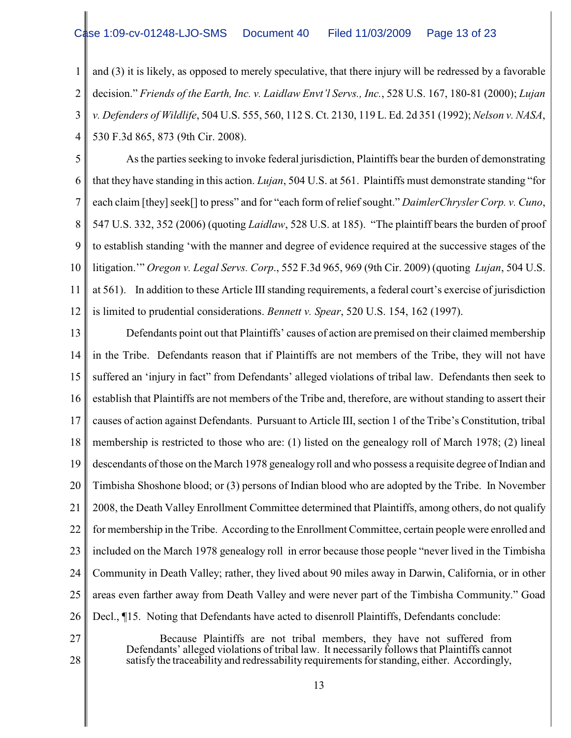and (3) it is likely, as opposed to merely speculative, that there injury will be redressed by a favorable decision." *Friends of the Earth, Inc. v. Laidlaw Envt'l Servs., Inc.*, 528 U.S. 167, 180-81 (2000); *Lujan v. Defenders of Wildlife*, 504 U.S. 555, 560, 112 S. Ct. 2130, 119 L. Ed. 2d 351 (1992); *Nelson v. NASA*, 530 F.3d 865, 873 (9th Cir. 2008).

As the parties seeking to invoke federal jurisdiction, Plaintiffs bear the burden of demonstrating that they have standing in this action. *Lujan*, 504 U.S. at 561. Plaintiffs must demonstrate standing "for each claim [they] seek[] to press" and for "each form of relief sought." *DaimlerChrysler Corp. v. Cuno*, 547 U.S. 332, 352 (2006) (quoting *Laidlaw*, 528 U.S. at 185). "The plaintiff bears the burden of proof to establish standing 'with the manner and degree of evidence required at the successive stages of the litigation.'" *Oregon v. Legal Servs. Corp*., 552 F.3d 965, 969 (9th Cir. 2009) (quoting *Lujan*, 504 U.S. at 561). In addition to these Article III standing requirements, a federal court's exercise of jurisdiction is limited to prudential considerations. *Bennett v. Spear*, 520 U.S. 154, 162 (1997).

Defendants point out that Plaintiffs' causes of action are premised on their claimed membership in the Tribe. Defendants reason that if Plaintiffs are not members of the Tribe, they will not have suffered an 'injury in fact" from Defendants' alleged violations of tribal law. Defendants then seek to establish that Plaintiffs are not members of the Tribe and, therefore, are without standing to assert their causes of action against Defendants. Pursuant to Article III, section 1 of the Tribe's Constitution, tribal membership is restricted to those who are: (1) listed on the genealogy roll of March 1978; (2) lineal descendants of those on the March 1978 genealogy roll and who possess a requisite degree of Indian and Timbisha Shoshone blood; or (3) persons of Indian blood who are adopted by the Tribe. In November 2008, the Death Valley Enrollment Committee determined that Plaintiffs, among others, do not qualify for membership in the Tribe. According to the Enrollment Committee, certain people were enrolled and included on the March 1978 genealogy roll in error because those people "never lived in the Timbisha Community in Death Valley; rather, they lived about 90 miles away in Darwin, California, or in other areas even farther away from Death Valley and were never part of the Timbisha Community." Goad Decl., ¶15. Noting that Defendants have acted to disenroll Plaintiffs, Defendants conclude:

> Because Plaintiffs are not tribal members, they have not suffered from Defendants' alleged violations of tribal law. It necessarily follows that Plaintiffs cannot satisfy the traceability and redressability requirements for standing, either. Accordingly,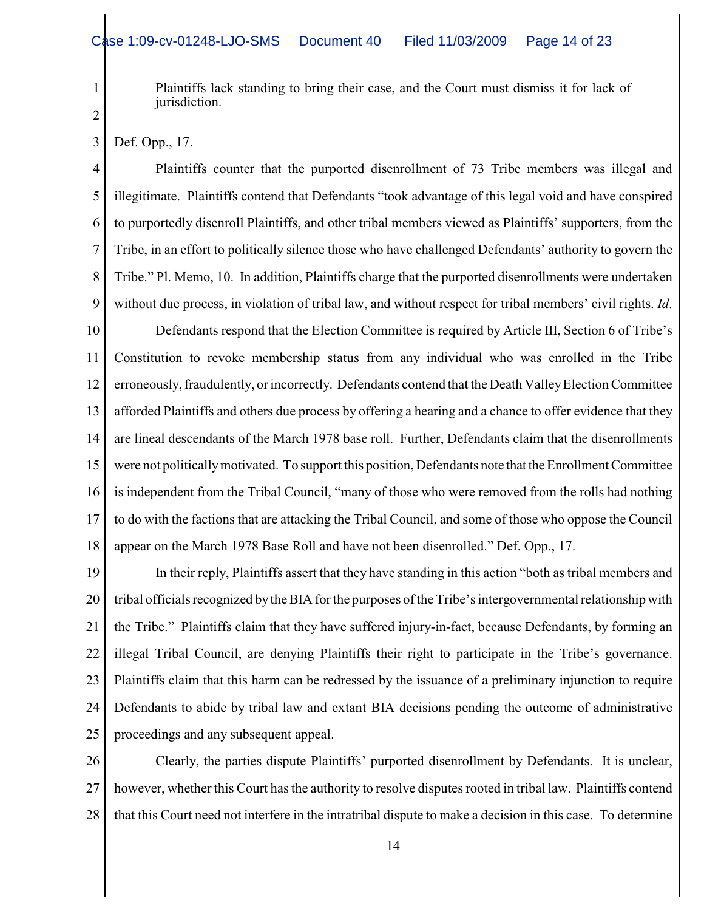> Plaintiffs lack standing to bring their case, and the Court must dismiss it for lack of jurisdiction.

Def. Opp., 17.

Plaintiffs counter that the purported disenrollment of 73 Tribe members was illegal and illegitimate. Plaintiffs contend that Defendants "took advantage of this legal void and have conspired to purportedly disenroll Plaintiffs, and other tribal members viewed as Plaintiffs' supporters, from the Tribe, in an effort to politically silence those who have challenged Defendants' authority to govern the Tribe." Pl. Memo, 10. In addition, Plaintiffs charge that the purported disenrollments were undertaken without due process, in violation of tribal law, and without respect for tribal members' civil rights. *Id*.

Defendants respond that the Election Committee is required by Article III, Section 6 of Tribe's Constitution to revoke membership status from any individual who was enrolled in the Tribe erroneously, fraudulently, or incorrectly. Defendants contend that the Death Valley Election Committee afforded Plaintiffs and others due process by offering a hearing and a chance to offer evidence that they are lineal descendants of the March 1978 base roll. Further, Defendants claim that the disenrollments were not politically motivated. To support this position, Defendants note that the Enrollment Committee is independent from the Tribal Council, "many of those who were removed from the rolls had nothing to do with the factions that are attacking the Tribal Council, and some of those who oppose the Council appear on the March 1978 Base Roll and have not been disenrolled." Def. Opp., 17.

In their reply, Plaintiffs assert that they have standing in this action "both as tribal members and tribal officials recognized by the BIA for the purposes of the Tribe's intergovernmental relationship with the Tribe." Plaintiffs claim that they have suffered injury-in-fact, because Defendants, by forming an illegal Tribal Council, are denying Plaintiffs their right to participate in the Tribe's governance. Plaintiffs claim that this harm can be redressed by the issuance of a preliminary injunction to require Defendants to abide by tribal law and extant BIA decisions pending the outcome of administrative proceedings and any subsequent appeal.

Clearly, the parties dispute Plaintiffs' purported disenrollment by Defendants. It is unclear, however, whether this Court has the authority to resolve disputes rooted in tribal law. Plaintiffs contend that this Court need not interfere in the intratribal dispute to make a decision in this case. To determine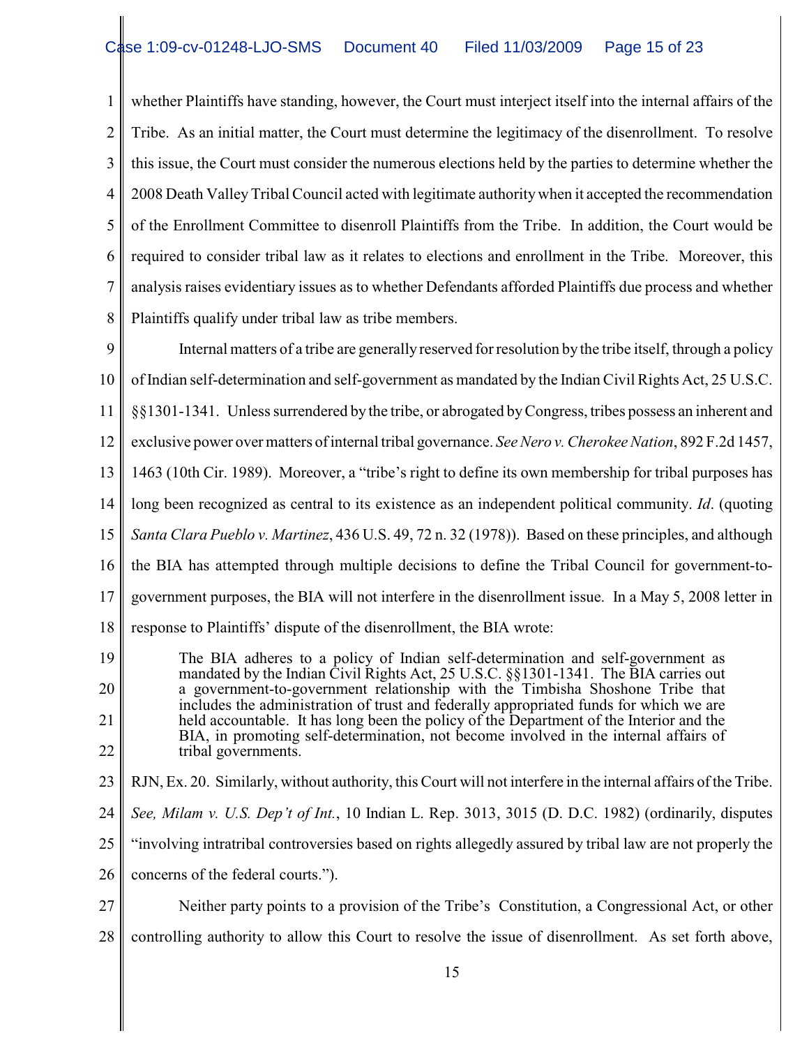whether Plaintiffs have standing, however, the Court must interject itself into the internal affairs of the Tribe. As an initial matter, the Court must determine the legitimacy of the disenrollment. To resolve this issue, the Court must consider the numerous elections held by the parties to determine whether the 2008 Death Valley Tribal Council acted with legitimate authority when it accepted the recommendation of the Enrollment Committee to disenroll Plaintiffs from the Tribe. In addition, the Court would be required to consider tribal law as it relates to elections and enrollment in the Tribe. Moreover, this analysis raises evidentiary issues as to whether Defendants afforded Plaintiffs due process and whether Plaintiffs qualify under tribal law as tribe members.

Internal matters of a tribe are generally reserved for resolution by the tribe itself, through a policy of Indian self-determination and self-government as mandated by the Indian Civil Rights Act, 25 U.S.C. §§1301-1341. Unless surrendered by the tribe, or abrogated by Congress, tribes possess an inherent and exclusive power over matters of internal tribal governance. *See Nero v. Cherokee Nation*, 892 F.2d 1457, 1463 (10th Cir. 1989). Moreover, a "tribe's right to define its own membership for tribal purposes has long been recognized as central to its existence as an independent political community. *Id*. (quoting *Santa Clara Pueblo v. Martinez*, 436 U.S. 49, 72 n. 32 (1978)). Based on these principles, and although the BIA has attempted through multiple decisions to define the Tribal Council for government-to-government purposes, the BIA will not interfere in the disenrollment issue. In a May 5, 2008 letter in response to Plaintiffs' dispute of the disenrollment, the BIA wrote:

> The BIA adheres to a policy of Indian self-determination and self-government as mandated by the Indian Civil Rights Act, 25 U.S.C. §§1301-1341. The BIA carries out a government-to-government relationship with the Timbisha Shoshone Tribe that includes the administration of trust and federally appropriated funds for which we are held accountable. It has long been the policy of the Department of the Interior and the BIA, in promoting self-determination, not become involved in the internal affairs of tribal governments.

RJN, Ex. 20. Similarly, without authority, this Court will not interfere in the internal affairs of the Tribe. *See, Milam v. U.S. Dep't of Int.*, 10 Indian L. Rep. 3013, 3015 (D. D.C. 1982) (ordinarily, disputes "involving intratribal controversies based on rights allegedly assured by tribal law are not properly the concerns of the federal courts.").

Neither party points to a provision of the Tribe's Constitution, a Congressional Act, or other controlling authority to allow this Court to resolve the issue of disenrollment. As set forth above,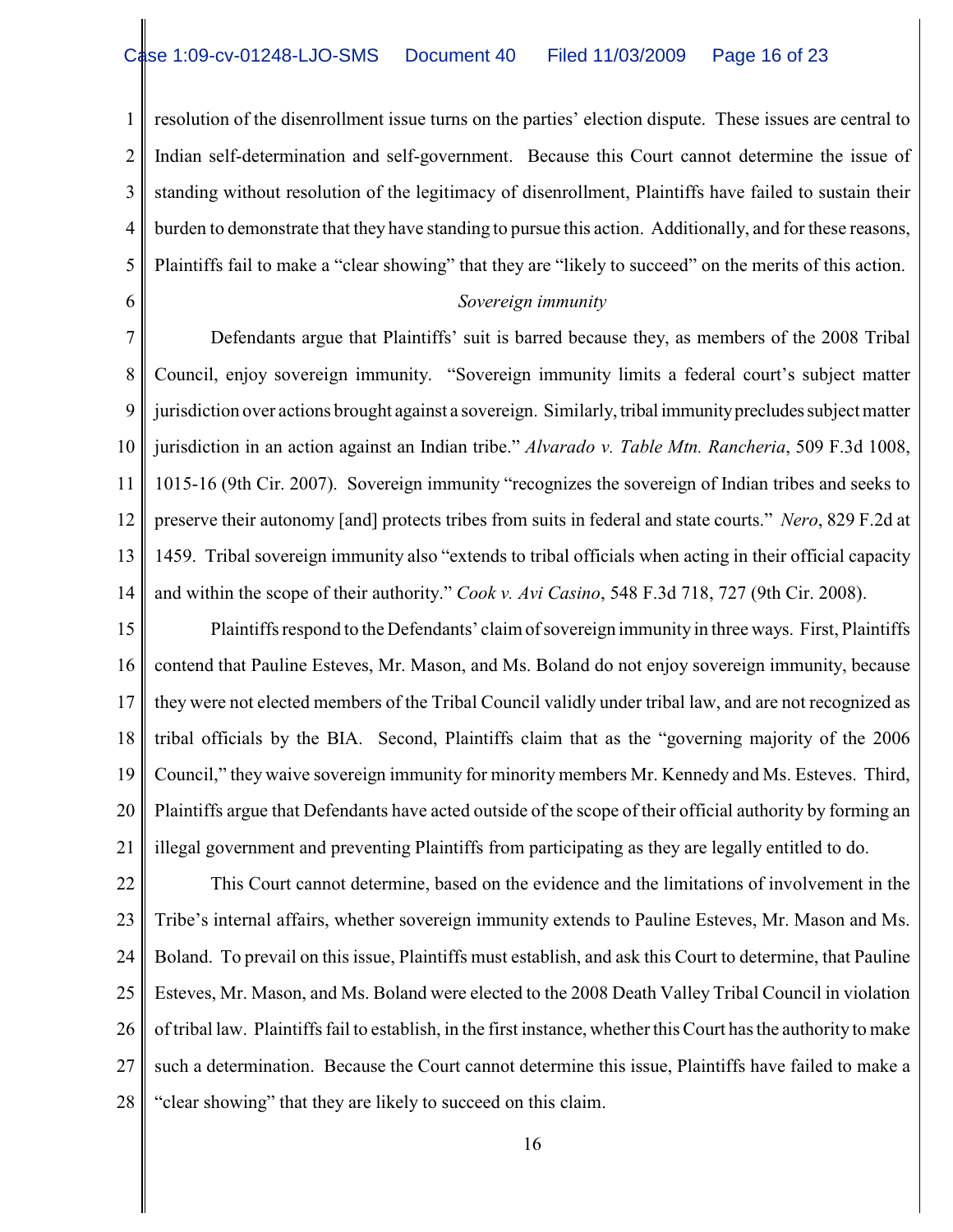resolution of the disenrollment issue turns on the parties' election dispute. These issues are central to Indian self-determination and self-government. Because this Court cannot determine the issue of standing without resolution of the legitimacy of disenrollment, Plaintiffs have failed to sustain their burden to demonstrate that they have standing to pursue this action. Additionally, and for these reasons, Plaintiffs fail to make a "clear showing" that they are "likely to succeed" on the merits of this action.

*Sovereign immunity*

Defendants argue that Plaintiffs' suit is barred because they, as members of the 2008 Tribal Council, enjoy sovereign immunity. "Sovereign immunity limits a federal court's subject matter jurisdiction over actions brought against a sovereign. Similarly, tribal immunity precludes subject matter jurisdiction in an action against an Indian tribe." *Alvarado v. Table Mtn. Rancheria*, 509 F.3d 1008, 1015-16 (9th Cir. 2007). Sovereign immunity "recognizes the sovereign of Indian tribes and seeks to preserve their autonomy [and] protects tribes from suits in federal and state courts." *Nero*, 829 F.2d at 1459. Tribal sovereign immunity also "extends to tribal officials when acting in their official capacity and within the scope of their authority." *Cook v. Avi Casino*, 548 F.3d 718, 727 (9th Cir. 2008).

Plaintiffs respond to the Defendants' claim of sovereign immunity in three ways. First, Plaintiffs contend that Pauline Esteves, Mr. Mason, and Ms. Boland do not enjoy sovereign immunity, because they were not elected members of the Tribal Council validly under tribal law, and are not recognized as tribal officials by the BIA. Second, Plaintiffs claim that as the "governing majority of the 2006 Council," they waive sovereign immunity for minority members Mr. Kennedy and Ms. Esteves. Third, Plaintiffs argue that Defendants have acted outside of the scope of their official authority by forming an illegal government and preventing Plaintiffs from participating as they are legally entitled to do.

This Court cannot determine, based on the evidence and the limitations of involvement in the Tribe's internal affairs, whether sovereign immunity extends to Pauline Esteves, Mr. Mason and Ms. Boland. To prevail on this issue, Plaintiffs must establish, and ask this Court to determine, that Pauline Esteves, Mr. Mason, and Ms. Boland were elected to the 2008 Death Valley Tribal Council in violation of tribal law. Plaintiffs fail to establish, in the first instance, whether this Court has the authority to make such a determination. Because the Court cannot determine this issue, Plaintiffs have failed to make a "clear showing" that they are likely to succeed on this claim.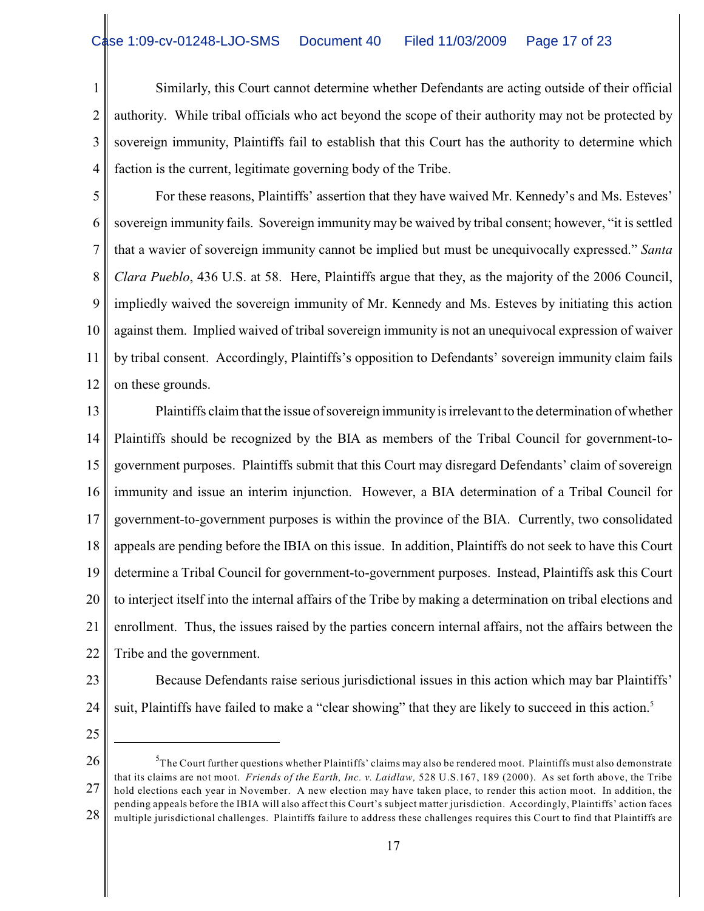Similarly, this Court cannot determine whether Defendants are acting outside of their official authority. While tribal officials who act beyond the scope of their authority may not be protected by sovereign immunity, Plaintiffs fail to establish that this Court has the authority to determine which faction is the current, legitimate governing body of the Tribe.

For these reasons, Plaintiffs' assertion that they have waived Mr. Kennedy's and Ms. Esteves' sovereign immunity fails. Sovereign immunity may be waived by tribal consent; however, "it is settled that a wavier of sovereign immunity cannot be implied but must be unequivocally expressed." *Santa Clara Pueblo*, 436 U.S. at 58. Here, Plaintiffs argue that they, as the majority of the 2006 Council, impliedly waived the sovereign immunity of Mr. Kennedy and Ms. Esteves by initiating this action against them. Implied waived of tribal sovereign immunity is not an unequivocal expression of waiver by tribal consent. Accordingly, Plaintiffs's opposition to Defendants' sovereign immunity claim fails on these grounds.

Plaintiffs claim that the issue of sovereign immunity is irrelevant to the determination of whether Plaintiffs should be recognized by the BIA as members of the Tribal Council for government-to-government purposes. Plaintiffs submit that this Court may disregard Defendants' claim of sovereign immunity and issue an interim injunction. However, a BIA determination of a Tribal Council for government-to-government purposes is within the province of the BIA. Currently, two consolidated appeals are pending before the IBIA on this issue. In addition, Plaintiffs do not seek to have this Court determine a Tribal Council for government-to-government purposes. Instead, Plaintiffs ask this Court to interject itself into the internal affairs of the Tribe by making a determination on tribal elections and enrollment. Thus, the issues raised by the parties concern internal affairs, not the affairs between the Tribe and the government.

Because Defendants raise serious jurisdictional issues in this action which may bar Plaintiffs' suit, Plaintiffs have failed to make a "clear showing" that they are likely to succeed in this action.[5]

---

[5]The Court further questions whether Plaintiffs' claims may also be rendered moot. Plaintiffs must also demonstrate that its claims are not moot. *Friends of the Earth, Inc. v. Laidlaw,* 528 U.S.167, 189 (2000). As set forth above, the Tribe hold elections each year in November. A new election may have taken place, to render this action moot. In addition, the pending appeals before the IBIA will also affect this Court's subject matter jurisdiction. Accordingly, Plaintiffs' action faces multiple jurisdictional challenges. Plaintiffs failure to address these challenges requires this Court to find that Plaintiffs are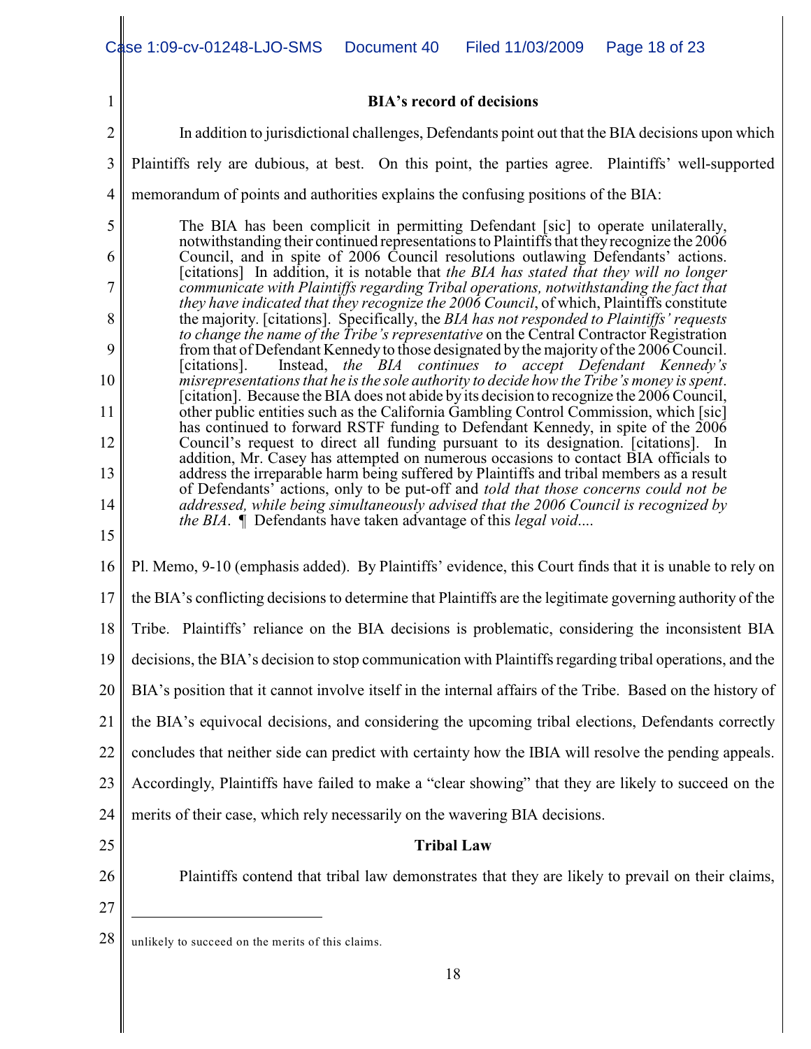**BIA's record of decisions**

In addition to jurisdictional challenges, Defendants point out that the BIA decisions upon which Plaintiffs rely are dubious, at best. On this point, the parties agree. Plaintiffs' well-supported memorandum of points and authorities explains the confusing positions of the BIA:

> The BIA has been complicit in permitting Defendant [sic] to operate unilaterally, notwithstanding their continued representations to Plaintiffs that they recognize the 2006 Council, and in spite of 2006 Council resolutions outlawing Defendants' actions. [citations] In addition, it is notable that *the BIA has stated that they will no longer communicate with Plaintiffs regarding Tribal operations, notwithstanding the fact that they have indicated that they recognize the 2006 Council*, of which, Plaintiffs constitute the majority. [citations]. Specifically, the *BIA has not responded to Plaintiffs' requests to change the name of the Tribe's representative* on the Central Contractor Registration from that of Defendant Kennedy to those designated by the majority of the 2006 Council. [citations]. Instead, *the BIA continues to accept Defendant Kennedy's misrepresentations that he is the sole authority to decide how the Tribe's money is spent*. [citation]. Because the BIA does not abide by its decision to recognize the 2006 Council, other public entities such as the California Gambling Control Commission, which [sic] has continued to forward RSTF funding to Defendant Kennedy, in spite of the 2006 Council's request to direct all funding pursuant to its designation. [citations]. In addition, Mr. Casey has attempted on numerous occasions to contact BIA officials to address the irreparable harm being suffered by Plaintiffs and tribal members as a result of Defendants' actions, only to be put-off and *told that those concerns could not be addressed, while being simultaneously advised that the 2006 Council is recognized by the BIA*. ¶ Defendants have taken advantage of this *legal void*....

Pl. Memo, 9-10 (emphasis added). By Plaintiffs' evidence, this Court finds that it is unable to rely on the BIA's conflicting decisions to determine that Plaintiffs are the legitimate governing authority of the Tribe. Plaintiffs' reliance on the BIA decisions is problematic, considering the inconsistent BIA decisions, the BIA's decision to stop communication with Plaintiffs regarding tribal operations, and the BIA's position that it cannot involve itself in the internal affairs of the Tribe. Based on the history of the BIA's equivocal decisions, and considering the upcoming tribal elections, Defendants correctly concludes that neither side can predict with certainty how the IBIA will resolve the pending appeals. Accordingly, Plaintiffs have failed to make a "clear showing" that they are likely to succeed on the merits of their case, which rely necessarily on the wavering BIA decisions.

**Tribal Law**

Plaintiffs contend that tribal law demonstrates that they are likely to prevail on their claims,

---

unlikely to succeed on the merits of this claims.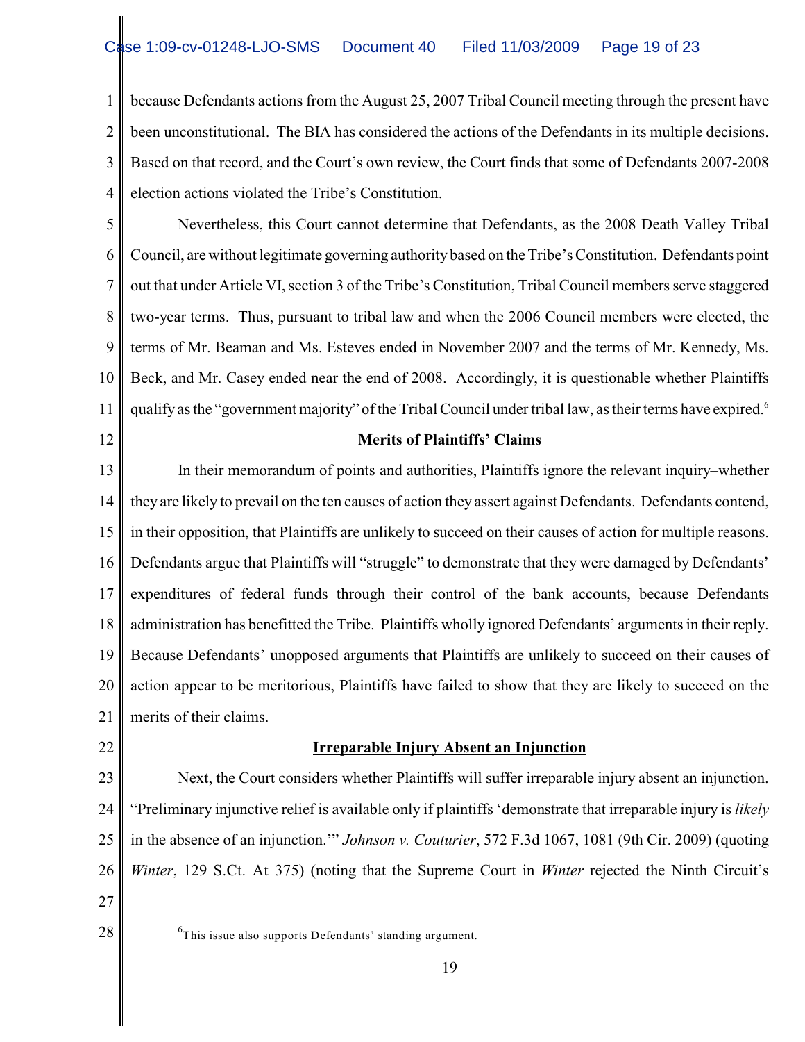because Defendants actions from the August 25, 2007 Tribal Council meeting through the present have been unconstitutional. The BIA has considered the actions of the Defendants in its multiple decisions. Based on that record, and the Court's own review, the Court finds that some of Defendants 2007-2008 election actions violated the Tribe's Constitution.

Nevertheless, this Court cannot determine that Defendants, as the 2008 Death Valley Tribal Council, are without legitimate governing authority based on the Tribe's Constitution. Defendants point out that under Article VI, section 3 of the Tribe's Constitution, Tribal Council members serve staggered two-year terms. Thus, pursuant to tribal law and when the 2006 Council members were elected, the terms of Mr. Beaman and Ms. Esteves ended in November 2007 and the terms of Mr. Kennedy, Ms. Beck, and Mr. Casey ended near the end of 2008. Accordingly, it is questionable whether Plaintiffs qualify as the "government majority" of the Tribal Council under tribal law, as their terms have expired.[6]

**Merits of Plaintiffs' Claims**

In their memorandum of points and authorities, Plaintiffs ignore the relevant inquiry–whether they are likely to prevail on the ten causes of action they assert against Defendants. Defendants contend, in their opposition, that Plaintiffs are unlikely to succeed on their causes of action for multiple reasons. Defendants argue that Plaintiffs will "struggle" to demonstrate that they were damaged by Defendants' expenditures of federal funds through their control of the bank accounts, because Defendants administration has benefitted the Tribe. Plaintiffs wholly ignored Defendants' arguments in their reply. Because Defendants' unopposed arguments that Plaintiffs are unlikely to succeed on their causes of action appear to be meritorious, Plaintiffs have failed to show that they are likely to succeed on the merits of their claims.

**Irreparable Injury Absent an Injunction**

Next, the Court considers whether Plaintiffs will suffer irreparable injury absent an injunction. "Preliminary injunctive relief is available only if plaintiffs 'demonstrate that irreparable injury is *likely* in the absence of an injunction.'" *Johnson v. Couturier*, 572 F.3d 1067, 1081 (9th Cir. 2009) (quoting *Winter*, 129 S.Ct. At 375) (noting that the Supreme Court in *Winter* rejected the Ninth Circuit's

[6] This issue also supports Defendants' standing argument.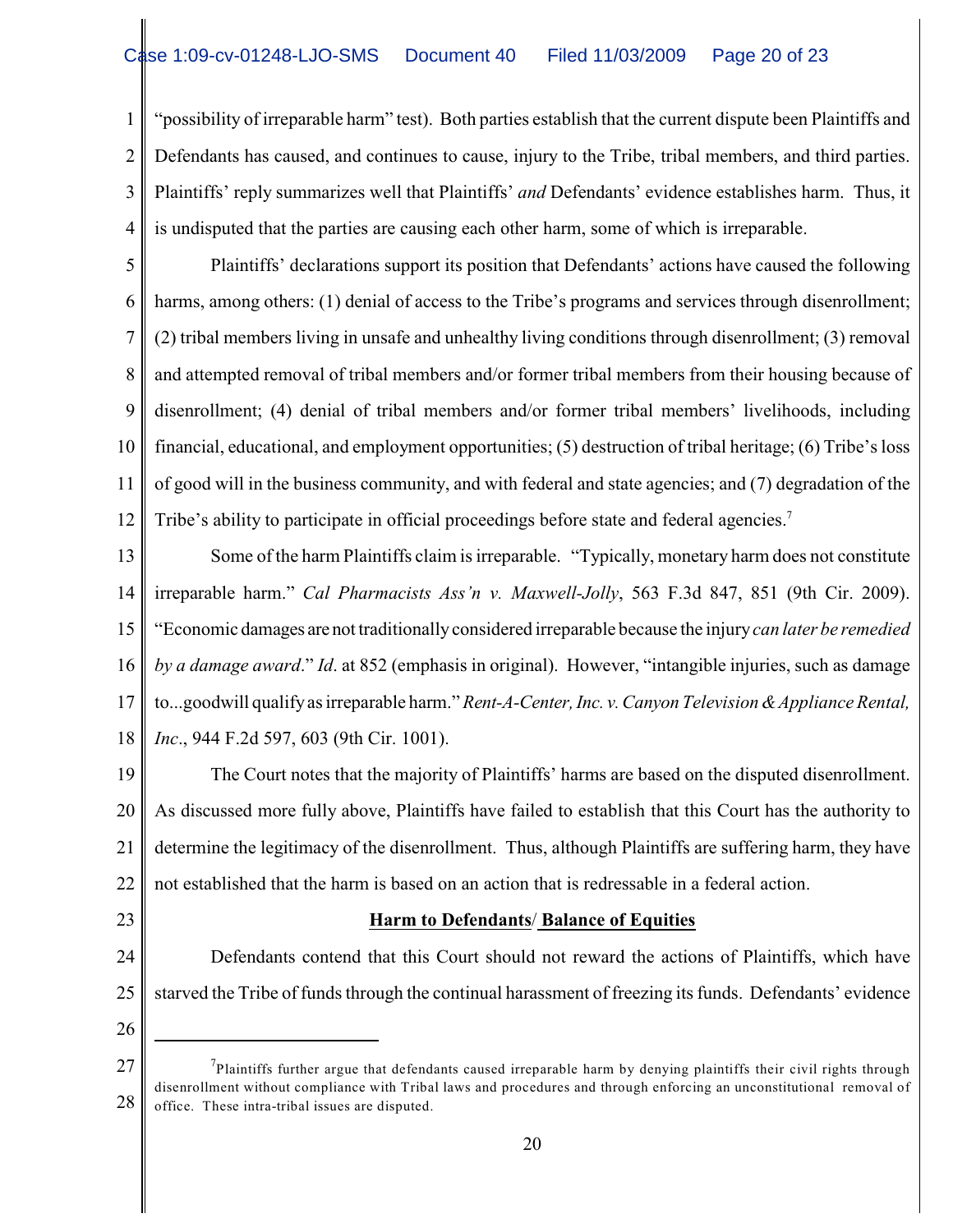"possibility of irreparable harm" test). Both parties establish that the current dispute been Plaintiffs and Defendants has caused, and continues to cause, injury to the Tribe, tribal members, and third parties. Plaintiffs' reply summarizes well that Plaintiffs' *and* Defendants' evidence establishes harm. Thus, it is undisputed that the parties are causing each other harm, some of which is irreparable.

Plaintiffs' declarations support its position that Defendants' actions have caused the following harms, among others: (1) denial of access to the Tribe's programs and services through disenrollment; (2) tribal members living in unsafe and unhealthy living conditions through disenrollment; (3) removal and attempted removal of tribal members and/or former tribal members from their housing because of disenrollment; (4) denial of tribal members and/or former tribal members' livelihoods, including financial, educational, and employment opportunities; (5) destruction of tribal heritage; (6) Tribe's loss of good will in the business community, and with federal and state agencies; and (7) degradation of the Tribe's ability to participate in official proceedings before state and federal agencies.[7]

Some of the harm Plaintiffs claim is irreparable. "Typically, monetary harm does not constitute irreparable harm." *Cal Pharmacists Ass'n v. Maxwell-Jolly*, 563 F.3d 847, 851 (9th Cir. 2009). "Economic damages are not traditionally considered irreparable because the injury *can later be remedied by a damage award*." *Id*. at 852 (emphasis in original). However, "intangible injuries, such as damage to...goodwill qualify as irreparable harm." *Rent-A-Center, Inc. v. Canyon Television & Appliance Rental, Inc*., 944 F.2d 597, 603 (9th Cir. 1001).

The Court notes that the majority of Plaintiffs' harms are based on the disputed disenrollment. As discussed more fully above, Plaintiffs have failed to establish that this Court has the authority to determine the legitimacy of the disenrollment. Thus, although Plaintiffs are suffering harm, they have not established that the harm is based on an action that is redressable in a federal action.

**Harm to Defendants/ Balance of Equities**

Defendants contend that this Court should not reward the actions of Plaintiffs, which have starved the Tribe of funds through the continual harassment of freezing its funds. Defendants' evidence

---

[7] Plaintiffs further argue that defendants caused irreparable harm by denying plaintiffs their civil rights through disenrollment without compliance with Tribal laws and procedures and through enforcing an unconstitutional removal of office. These intra-tribal issues are disputed.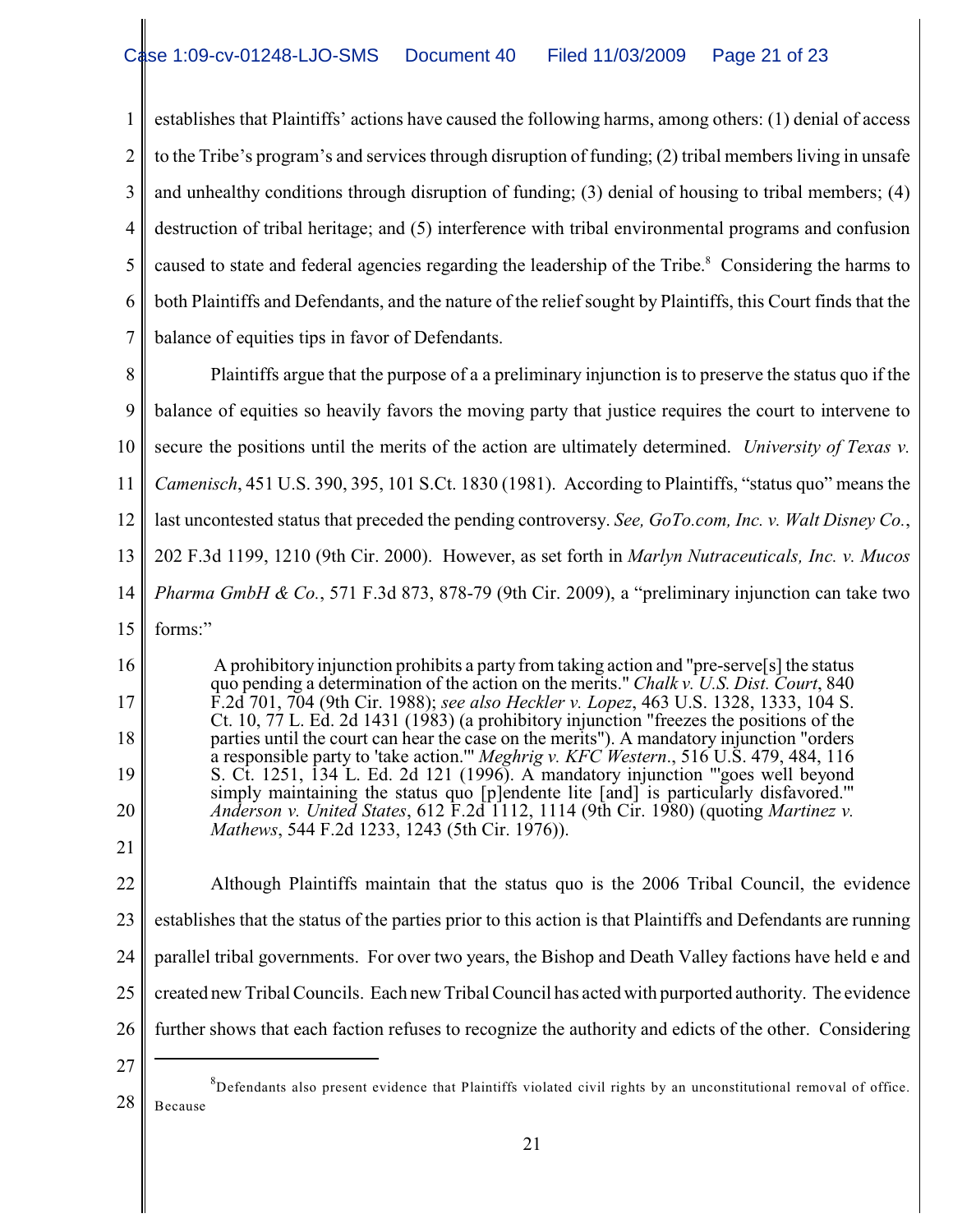establishes that Plaintiffs' actions have caused the following harms, among others: (1) denial of access to the Tribe's program's and services through disruption of funding; (2) tribal members living in unsafe and unhealthy conditions through disruption of funding; (3) denial of housing to tribal members; (4) destruction of tribal heritage; and (5) interference with tribal environmental programs and confusion caused to state and federal agencies regarding the leadership of the Tribe.[8] Considering the harms to both Plaintiffs and Defendants, and the nature of the relief sought by Plaintiffs, this Court finds that the balance of equities tips in favor of Defendants.

Plaintiffs argue that the purpose of a a preliminary injunction is to preserve the status quo if the balance of equities so heavily favors the moving party that justice requires the court to intervene to secure the positions until the merits of the action are ultimately determined. *University of Texas v. Camenisch*, 451 U.S. 390, 395, 101 S.Ct. 1830 (1981). According to Plaintiffs, "status quo" means the last uncontested status that preceded the pending controversy. *See, GoTo.com, Inc. v. Walt Disney Co.*, 202 F.3d 1199, 1210 (9th Cir. 2000). However, as set forth in *Marlyn Nutraceuticals, Inc. v. Mucos Pharma GmbH & Co.*, 571 F.3d 873, 878-79 (9th Cir. 2009), a "preliminary injunction can take two forms:"

> A prohibitory injunction prohibits a party from taking action and "pre-serve[s] the status quo pending a determination of the action on the merits." *Chalk v. U.S. Dist. Court*, 840 F.2d 701, 704 (9th Cir. 1988); *see also Heckler v. Lopez*, 463 U.S. 1328, 1333, 104 S. Ct. 10, 77 L. Ed. 2d 1431 (1983) (a prohibitory injunction "freezes the positions of the parties until the court can hear the case on the merits"). A mandatory injunction "orders a responsible party to 'take action.'" *Meghrig v. KFC Western*., 516 U.S. 479, 484, 116 S. Ct. 1251, 134 L. Ed. 2d 121 (1996). A mandatory injunction "'goes well beyond simply maintaining the status quo [p]endente lite [and] is particularly disfavored.'" *Anderson v. United States*, 612 F.2d 1112, 1114 (9th Cir. 1980) (quoting *Martinez v. Mathews*, 544 F.2d 1233, 1243 (5th Cir. 1976)).

Although Plaintiffs maintain that the status quo is the 2006 Tribal Council, the evidence establishes that the status of the parties prior to this action is that Plaintiffs and Defendants are running parallel tribal governments. For over two years, the Bishop and Death Valley factions have held e and created new Tribal Councils. Each new Tribal Council has acted with purported authority. The evidence further shows that each faction refuses to recognize the authority and edicts of the other. Considering

---

[8] Defendants also present evidence that Plaintiffs violated civil rights by an unconstitutional removal of office. Because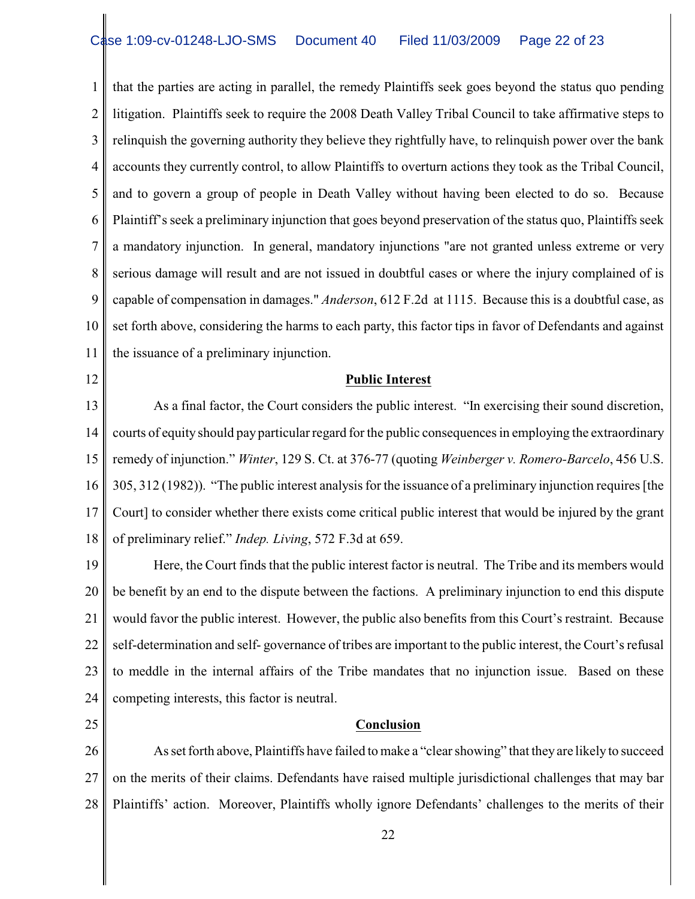that the parties are acting in parallel, the remedy Plaintiffs seek goes beyond the status quo pending litigation. Plaintiffs seek to require the 2008 Death Valley Tribal Council to take affirmative steps to relinquish the governing authority they believe they rightfully have, to relinquish power over the bank accounts they currently control, to allow Plaintiffs to overturn actions they took as the Tribal Council, and to govern a group of people in Death Valley without having been elected to do so. Because Plaintiff's seek a preliminary injunction that goes beyond preservation of the status quo, Plaintiffs seek a mandatory injunction. In general, mandatory injunctions "are not granted unless extreme or very serious damage will result and are not issued in doubtful cases or where the injury complained of is capable of compensation in damages." *Anderson*, 612 F.2d at 1115. Because this is a doubtful case, as set forth above, considering the harms to each party, this factor tips in favor of Defendants and against the issuance of a preliminary injunction.

**Public Interest**

As a final factor, the Court considers the public interest. "In exercising their sound discretion, courts of equity should pay particular regard for the public consequences in employing the extraordinary remedy of injunction." *Winter*, 129 S. Ct. at 376-77 (quoting *Weinberger v. Romero-Barcelo*, 456 U.S. 305, 312 (1982)). "The public interest analysis for the issuance of a preliminary injunction requires [the Court] to consider whether there exists come critical public interest that would be injured by the grant of preliminary relief." *Indep. Living*, 572 F.3d at 659.

Here, the Court finds that the public interest factor is neutral. The Tribe and its members would be benefit by an end to the dispute between the factions. A preliminary injunction to end this dispute would favor the public interest. However, the public also benefits from this Court's restraint. Because self-determination and self- governance of tribes are important to the public interest, the Court's refusal to meddle in the internal affairs of the Tribe mandates that no injunction issue. Based on these competing interests, this factor is neutral.

**Conclusion**

As set forth above, Plaintiffs have failed to make a "clear showing" that they are likely to succeed on the merits of their claims. Defendants have raised multiple jurisdictional challenges that may bar Plaintiffs' action. Moreover, Plaintiffs wholly ignore Defendants' challenges to the merits of their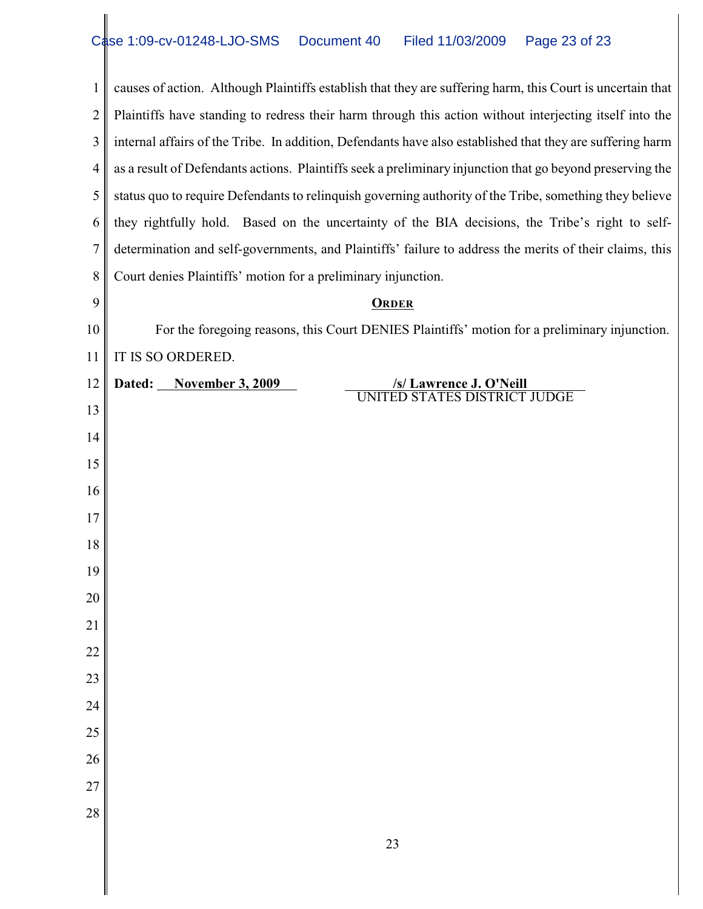causes of action. Although Plaintiffs establish that they are suffering harm, this Court is uncertain that Plaintiffs have standing to redress their harm through this action without interjecting itself into the internal affairs of the Tribe. In addition, Defendants have also established that they are suffering harm as a result of Defendants actions. Plaintiffs seek a preliminary injunction that go beyond preserving the status quo to require Defendants to relinquish governing authority of the Tribe, something they believe they rightfully hold. Based on the uncertainty of the BIA decisions, the Tribe's right to self-determination and self-governments, and Plaintiffs' failure to address the merits of their claims, this Court denies Plaintiffs' motion for a preliminary injunction.

**ORDER**

For the foregoing reasons, this Court DENIES Plaintiffs' motion for a preliminary injunction.

IT IS SO ORDERED.

**Dated: November 3, 2009**

**/s/ Lawrence J. O'Neill**
UNITED STATES DISTRICT JUDGE